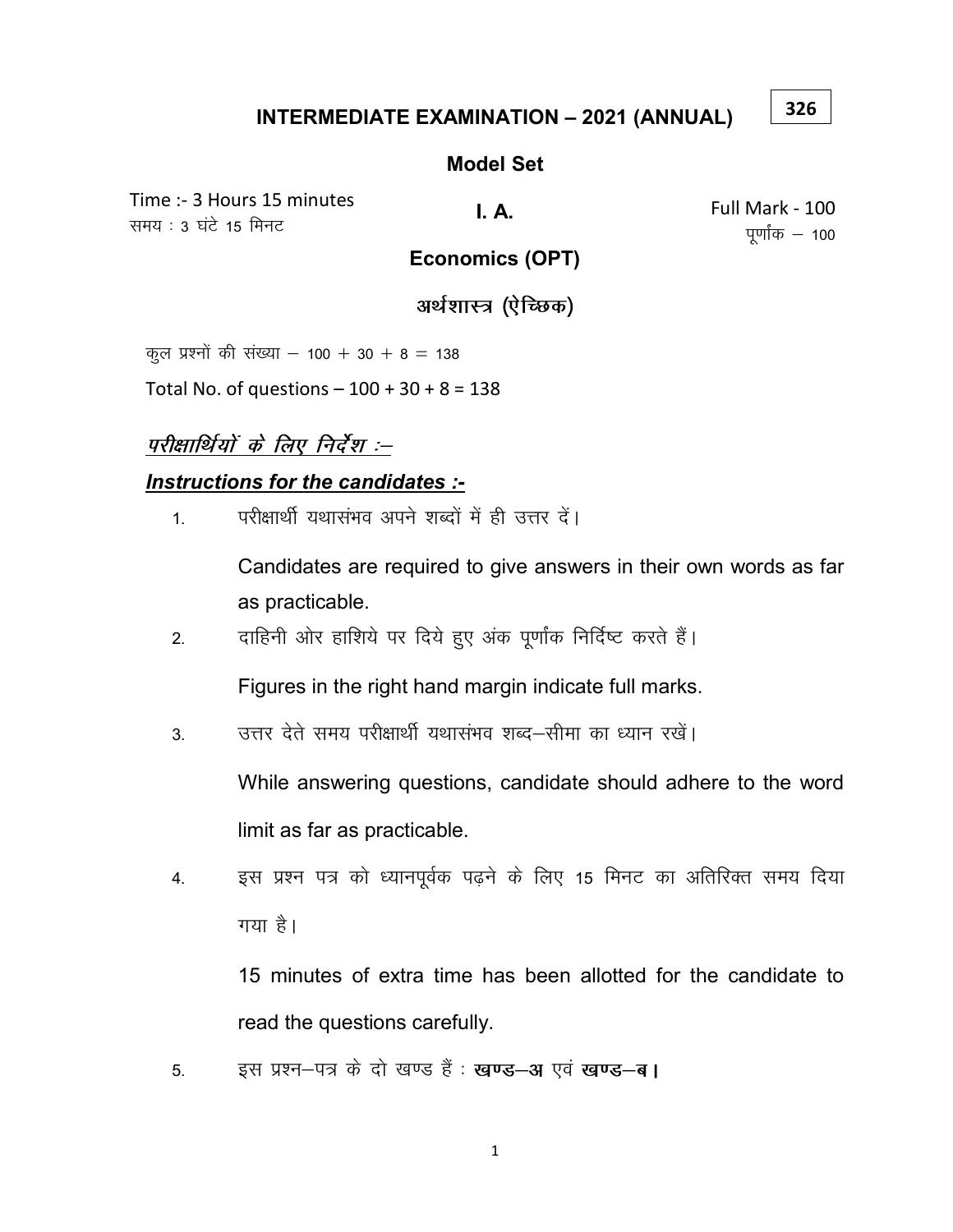326

# INTERMEDIATE EXAMINATION – 2021 (ANNUAL)

## Model Set

| Time :- 3 Hours 15 minutes<br>समय : 3 घंटे 15 मिनट | I. A. | Full Mark - 100<br>पूर्णांक – 100 |
|---|---|---|

## Economics (OPT)

## अर्थशास्त्र (ऐच्छिक)

कुल प्रश्नों की संख्या – 100 + 30 + 8 = 138

Total No. of questions – 100 + 30 + 8 = 138

***<u>परीक्षार्थियों के लिए निर्देश :–</u>***

***<u>Instructions for the candidates :-</u>***

1. परीक्षार्थी यथासंभव अपने शब्दों में ही उत्तर दें।

   Candidates are required to give answers in their own words as far as practicable.

2. दाहिनी ओर हाशिये पर दिये हुए अंक पूर्णांक निर्दिष्ट करते हैं।

   Figures in the right hand margin indicate full marks.

3. उत्तर देते समय परीक्षार्थी यथासंभव शब्द–सीमा का ध्यान रखें।

   While answering questions, candidate should adhere to the word limit as far as practicable.

4. इस प्रश्न पत्र को ध्यानपूर्वक पढ़ने के लिए 15 मिनट का अतिरिक्त समय दिया गया है।

   15 minutes of extra time has been allotted for the candidate to read the questions carefully.

5. इस प्रश्न–पत्र के दो खण्ड हैं : **खण्ड–अ** एवं **खण्ड–ब।**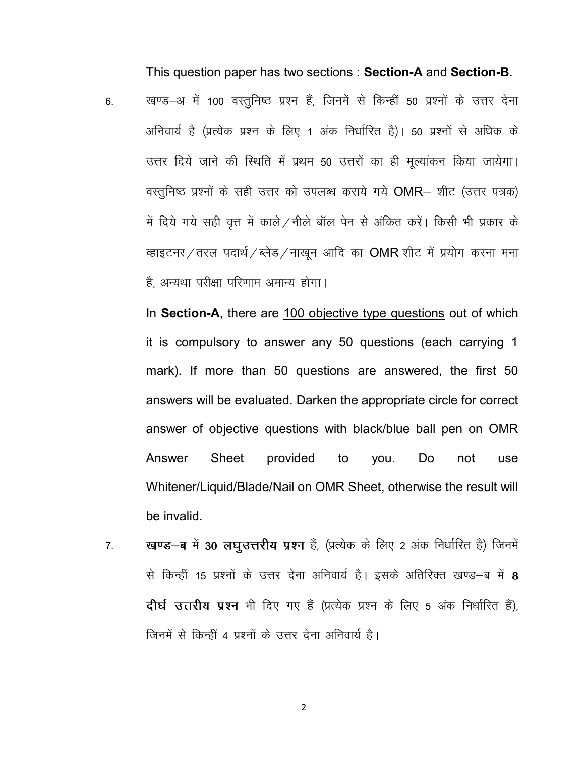This question paper has two sections : **Section-A** and **Section-B**.

6. <u>खण्ड–अ</u> में <u>100 वस्तुनिष्ठ प्रश्न</u> हैं, जिनमें से किन्हीं 50 प्रश्नों के उत्तर देना अनिवार्य है (प्रत्येक प्रश्न के लिए 1 अंक निर्धारित है)। 50 प्रश्नों से अधिक के उत्तर दिये जाने की स्थिति में प्रथम 50 उत्तरों का ही मूल्यांकन किया जायेगा। वस्तुनिष्ठ प्रश्नों के सही उत्तर को उपलब्ध कराये गये OMR– शीट (उत्तर पत्रक) में दिये गये सही वृत्त में काले/नीले बॉल पेन से अंकित करें। किसी भी प्रकार के व्हाइटनर/तरल पदार्थ/ब्लेड/नाखून आदि का OMR शीट में प्रयोग करना मना है, अन्यथा परीक्षा परिणाम अमान्य होगा।

   In **Section-A**, there are <u>100 objective type questions</u> out of which it is compulsory to answer any 50 questions (each carrying 1 mark). If more than 50 questions are answered, the first 50 answers will be evaluated. Darken the appropriate circle for correct answer of objective questions with black/blue ball pen on OMR Answer Sheet provided to you. Do not use Whitener/Liquid/Blade/Nail on OMR Sheet, otherwise the result will be invalid.

7. **खण्ड–ब** में **30 लघुउत्तरीय प्रश्न** हैं, (प्रत्येक के लिए 2 अंक निर्धारित है) जिनमें से किन्हीं 15 प्रश्नों के उत्तर देना अनिवार्य है। इसके अतिरिक्त खण्ड–ब में **8 दीर्घ उत्तरीय प्रश्न** भी दिए गए हैं (प्रत्येक प्रश्न के लिए 5 अंक निर्धारित हैं), जिनमें से किन्हीं 4 प्रश्नों के उत्तर देना अनिवार्य है।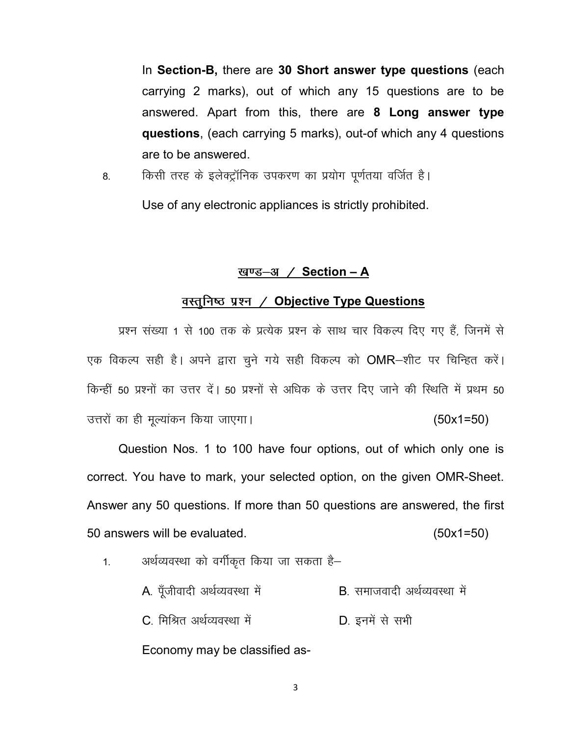In **Section-B,** there are **30 Short answer type questions** (each carrying 2 marks), out of which any 15 questions are to be answered. Apart from this, there are **8 Long answer type questions**, (each carrying 5 marks), out-of which any 4 questions are to be answered.

8. किसी तरह के इलेक्ट्रॉनिक उपकरण का प्रयोग पूर्णतया वर्जित है।

   Use of any electronic appliances is strictly prohibited.

## खण्ड–अ / Section – A

### वस्तुनिष्ठ प्रश्न / Objective Type Questions

प्रश्न संख्या 1 से 100 तक के प्रत्येक प्रश्न के साथ चार विकल्प दिए गए हैं, जिनमें से एक विकल्प सही है। अपने द्वारा चुने गये सही विकल्प को OMR–शीट पर चिन्हित करें। किन्हीं 50 प्रश्नों का उत्तर दें। 50 प्रश्नों से अधिक के उत्तर दिए जाने की स्थिति में प्रथम 50 उत्तरों का ही मूल्यांकन किया जाएगा। (50x1=50)

Question Nos. 1 to 100 have four options, out of which only one is correct. You have to mark, your selected option, on the given OMR-Sheet. Answer any 50 questions. If more than 50 questions are answered, the first 50 answers will be evaluated. (50x1=50)

1. अर्थव्यवस्था को वर्गीकृत किया जा सकता है–

   A. पूँजीवादी अर्थव्यवस्था में  B. समाजवादी अर्थव्यवस्था में

   C. मिश्रित अर्थव्यवस्था में  D. इनमें से सभी

   Economy may be classified as-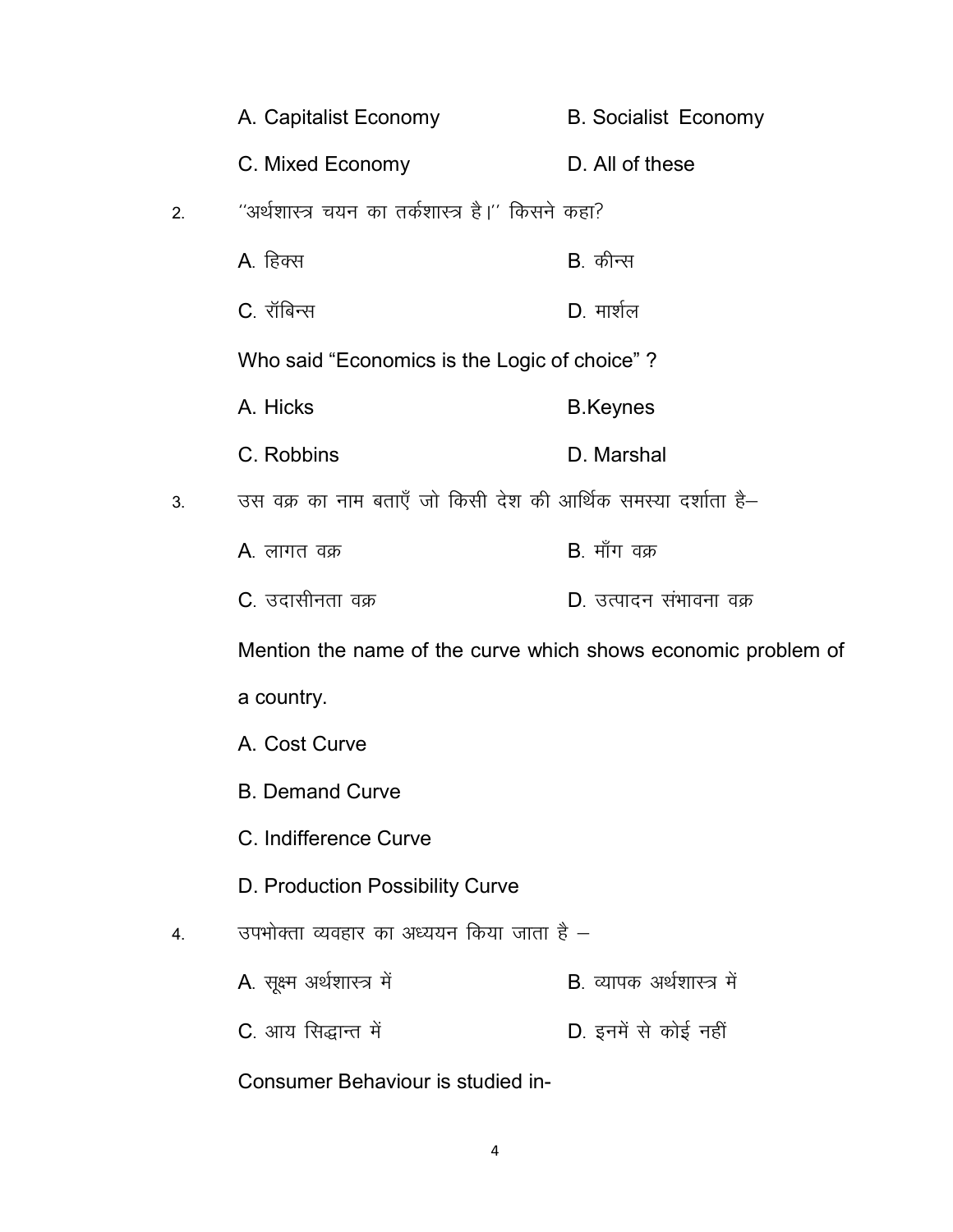A. Capitalist Economy B. Socialist Economy

C. Mixed Economy D. All of these

2. ''अर्थशास्त्र चयन का तर्कशास्त्र है।'' किसने कहा?

A. हिक्स B. कीन्स

C. रॉबिन्स D. मार्शल

Who said "Economics is the Logic of choice" ?

A. Hicks B.Keynes

C. Robbins D. Marshal

3. उस वक्र का नाम बताएँ जो किसी देश की आर्थिक समस्या दर्शाता है–

A. लागत वक्र B. माँग वक्र

C. उदासीनता वक्र D. उत्पादन संभावना वक्र

Mention the name of the curve which shows economic problem of a country.

A. Cost Curve

B. Demand Curve

C. Indifference Curve

D. Production Possibility Curve

4. उपभोक्ता व्यवहार का अध्ययन किया जाता है –

A. सूक्ष्म अर्थशास्त्र में B. व्यापक अर्थशास्त्र में

C. आय सिद्धान्त में D. इनमें से कोई नहीं

Consumer Behaviour is studied in-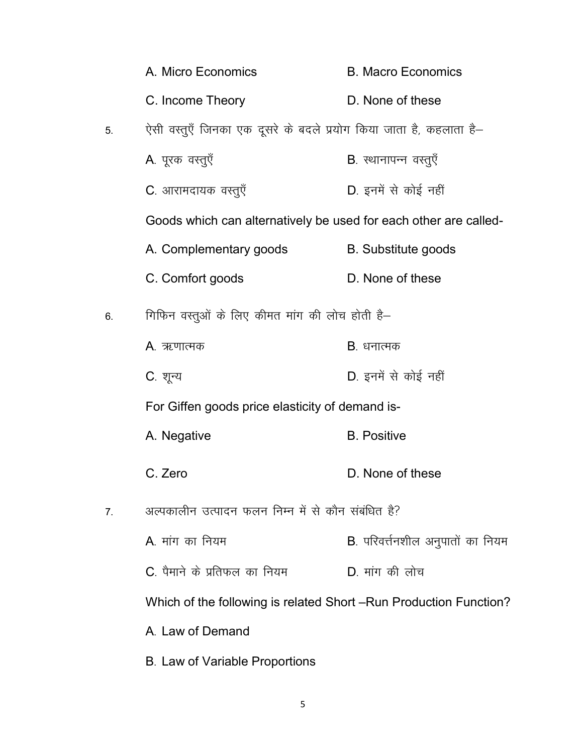A. Micro Economics B. Macro Economics

C. Income Theory D. None of these

5. ऐसी वस्तुएँ जिनका एक दूसरे के बदले प्रयोग किया जाता है, कहलाता है–

A. पूरक वस्तुएँ B. स्थानापन्न वस्तुएँ

C. आरामदायक वस्तुएँ D. इनमें से कोई नहीं

Goods which can alternatively be used for each other are called-

A. Complementary goods B. Substitute goods

C. Comfort goods D. None of these

6. गिफिन वस्तुओं के लिए कीमत मांग की लोच होती है–

A. ऋणात्मक B. धनात्मक

C. शून्य D. इनमें से कोई नहीं

For Giffen goods price elasticity of demand is-

A. Negative B. Positive

C. Zero D. None of these

7. अल्पकालीन उत्पादन फलन निम्न में से कौन संबंधित है?

A. मांग का नियम B. परिवर्त्तनशील अनुपातों का नियम

C. पैमाने के प्रतिफल का नियम D. मांग की लोच

Which of the following is related Short –Run Production Function?

A. Law of Demand

B. Law of Variable Proportions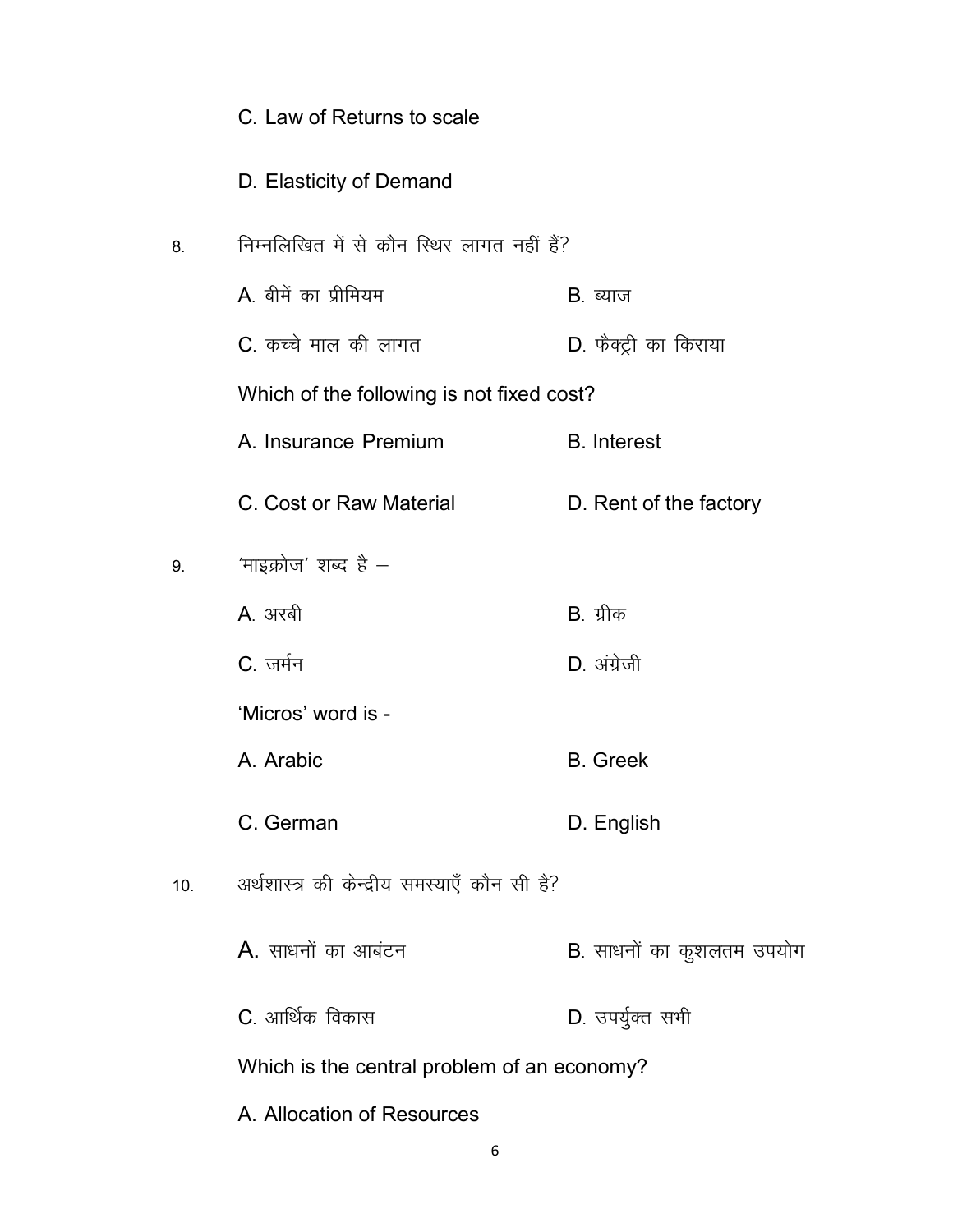C. Law of Returns to scale

D. Elasticity of Demand

8. निम्नलिखित में से कौन स्थिर लागत नहीं हैं?

A. बीमें का प्रीमियम &nbsp;&nbsp;&nbsp;&nbsp;&nbsp;&nbsp;&nbsp;&nbsp; B. ब्याज

C. कच्चे माल की लागत &nbsp;&nbsp;&nbsp;&nbsp;&nbsp;&nbsp;&nbsp;&nbsp; D. फैक्ट्री का किराया

Which of the following is not fixed cost?

A. Insurance Premium &nbsp;&nbsp;&nbsp;&nbsp;&nbsp;&nbsp;&nbsp;&nbsp; B. Interest

C. Cost or Raw Material &nbsp;&nbsp;&nbsp;&nbsp;&nbsp;&nbsp;&nbsp;&nbsp; D. Rent of the factory

9. 'माइक्रोज' शब्द है –

A. अरबी &nbsp;&nbsp;&nbsp;&nbsp;&nbsp;&nbsp;&nbsp;&nbsp; B. ग्रीक

C. जर्मन &nbsp;&nbsp;&nbsp;&nbsp;&nbsp;&nbsp;&nbsp;&nbsp; D. अंग्रेजी

'Micros' word is -

A. Arabic &nbsp;&nbsp;&nbsp;&nbsp;&nbsp;&nbsp;&nbsp;&nbsp; B. Greek

C. German &nbsp;&nbsp;&nbsp;&nbsp;&nbsp;&nbsp;&nbsp;&nbsp; D. English

10. अर्थशास्त्र की केन्द्रीय समस्याएँ कौन सी है?

A. साधनों का आबंटन &nbsp;&nbsp;&nbsp;&nbsp;&nbsp;&nbsp;&nbsp;&nbsp; B. साधनों का कुशलतम उपयोग

C. आर्थिक विकास &nbsp;&nbsp;&nbsp;&nbsp;&nbsp;&nbsp;&nbsp;&nbsp; D. उपर्युक्त सभी

Which is the central problem of an economy?

A. Allocation of Resources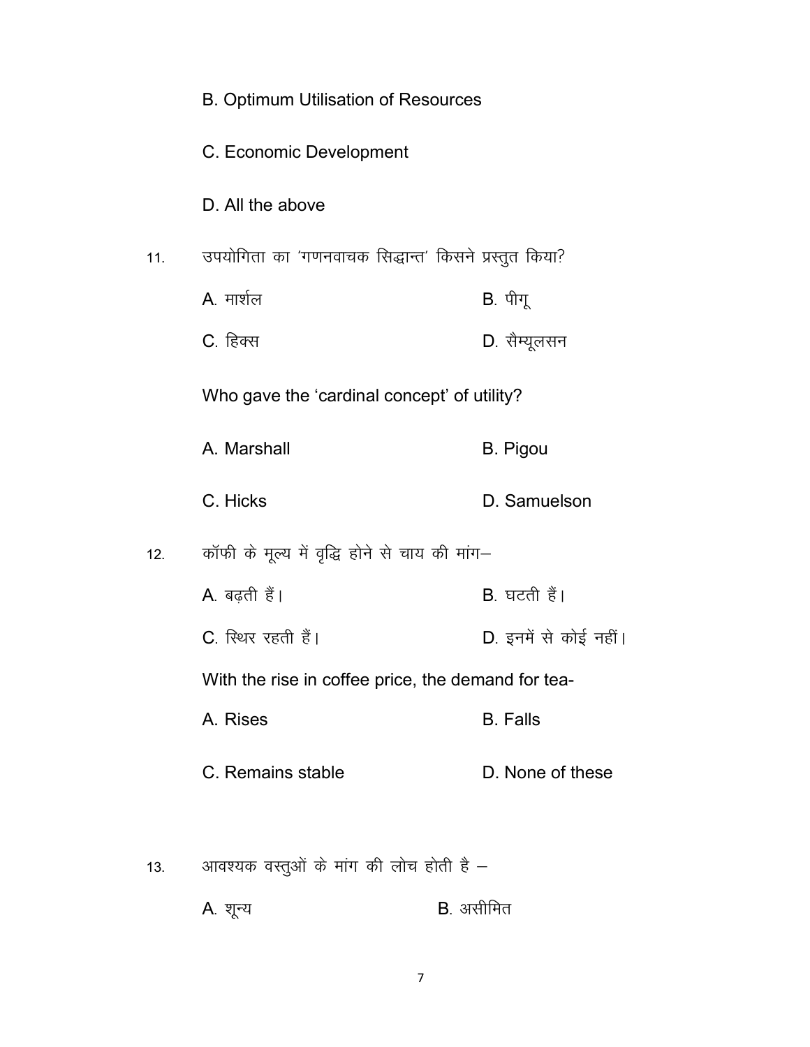B. Optimum Utilisation of Resources

C. Economic Development

D. All the above

11. उपयोगिता का 'गणनवाचक सिद्धान्त' किसने प्रस्तुत किया?

A. मार्शल　　B. पीगू

C. हिक्स　　D. सैम्यूलसन

Who gave the 'cardinal concept' of utility?

A. Marshall　　B. Pigou

C. Hicks　　D. Samuelson

12. कॉफी के मूल्य में वृद्धि होने से चाय की मांग–

A. बढ़ती हैं।　　B. घटती हैं।

C. स्थिर रहती हैं।　　D. इनमें से कोई नहीं।

With the rise in coffee price, the demand for tea-

A. Rises　　B. Falls

C. Remains stable　　D. None of these

13. आवश्यक वस्तुओं के मांग की लोच होती है –

A. शून्य　　B. असीमित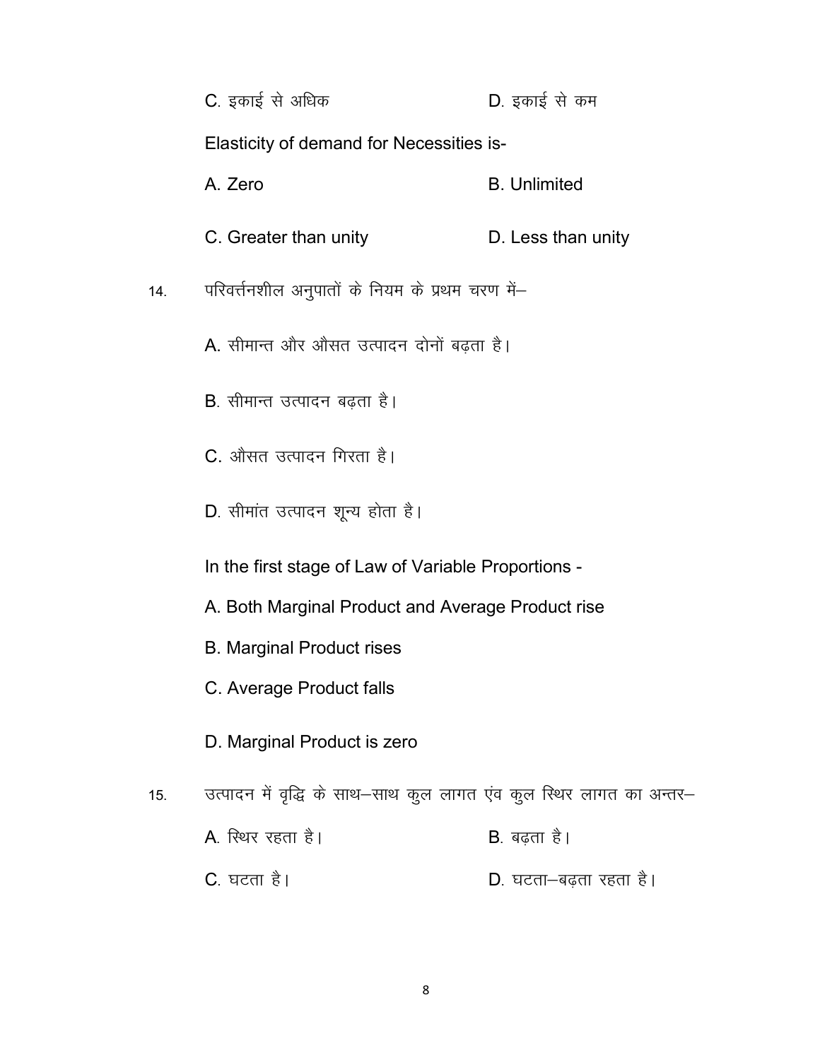C. इकाई से अधिक D. इकाई से कम

Elasticity of demand for Necessities is-

A. Zero B. Unlimited

C. Greater than unity D. Less than unity

14. परिवर्त्तनशील अनुपातों के नियम के प्रथम चरण में–

A. सीमान्त और औसत उत्पादन दोनों बढ़ता है।

B. सीमान्त उत्पादन बढ़ता है।

C. औसत उत्पादन गिरता है।

D. सीमांत उत्पादन शून्य होता है।

In the first stage of Law of Variable Proportions -

A. Both Marginal Product and Average Product rise

B. Marginal Product rises

C. Average Product falls

D. Marginal Product is zero

15. उत्पादन में वृद्धि के साथ–साथ कुल लागत एंव कुल स्थिर लागत का अन्तर–

A. स्थिर रहता है। B. बढ़ता है।

C. घटता है। D. घटता–बढ़ता रहता है।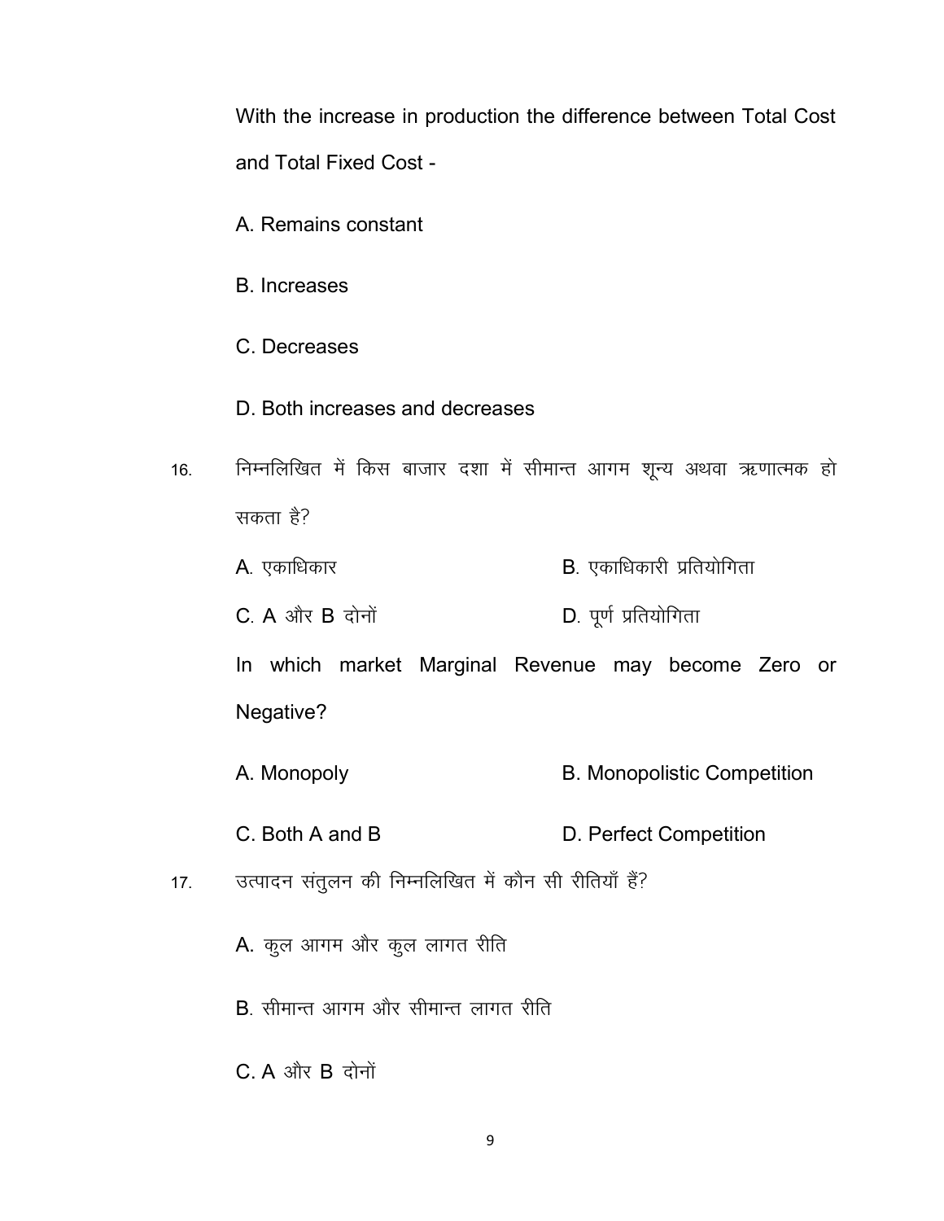With the increase in production the difference between Total Cost and Total Fixed Cost -

A. Remains constant

B. Increases

C. Decreases

D. Both increases and decreases

16. निम्नलिखित में किस बाजार दशा में सीमान्त आगम शून्य अथवा ऋणात्मक हो सकता है?

A. एकाधिकार

B. एकाधिकारी प्रतियोगिता

C. A और B दोनों

D. पूर्ण प्रतियोगिता

In which market Marginal Revenue may become Zero or Negative?

A. Monopoly

B. Monopolistic Competition

C. Both A and B

D. Perfect Competition

17. उत्पादन संतुलन की निम्नलिखित में कौन सी रीतियाँ हैं?

A. कुल आगम और कुल लागत रीति

B. सीमान्त आगम और सीमान्त लागत रीति

C. A और B दोनों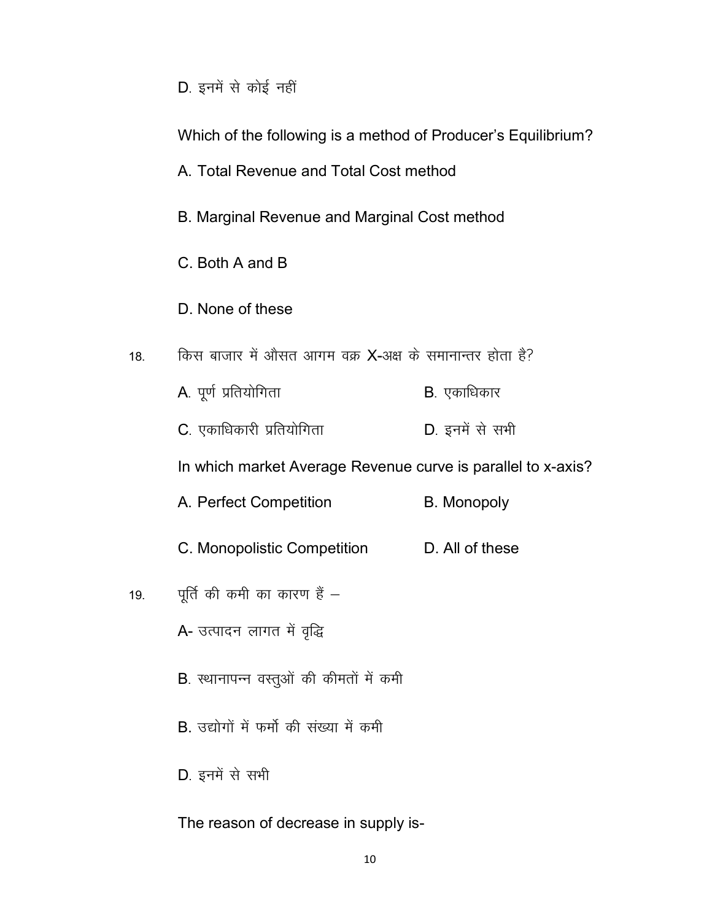D. इनमें से कोई नहीं

Which of the following is a method of Producer's Equilibrium?

A. Total Revenue and Total Cost method

B. Marginal Revenue and Marginal Cost method

C. Both A and B

D. None of these

18. किस बाजार में औसत आगम वक्र X-अक्ष के समानान्तर होता है?

A. पूर्ण प्रतियोगिता B. एकाधिकार

C. एकाधिकारी प्रतियोगिता D. इनमें से सभी

In which market Average Revenue curve is parallel to x-axis?

A. Perfect Competition B. Monopoly

C. Monopolistic Competition D. All of these

19. पूर्ति की कमी का कारण हैं –

A- उत्पादन लागत में वृद्धि

B. स्थानापन्न वस्तुओं की कीमतों में कमी

B. उद्योगों में फर्मो की संख्या में कमी

D. इनमें से सभी

The reason of decrease in supply is-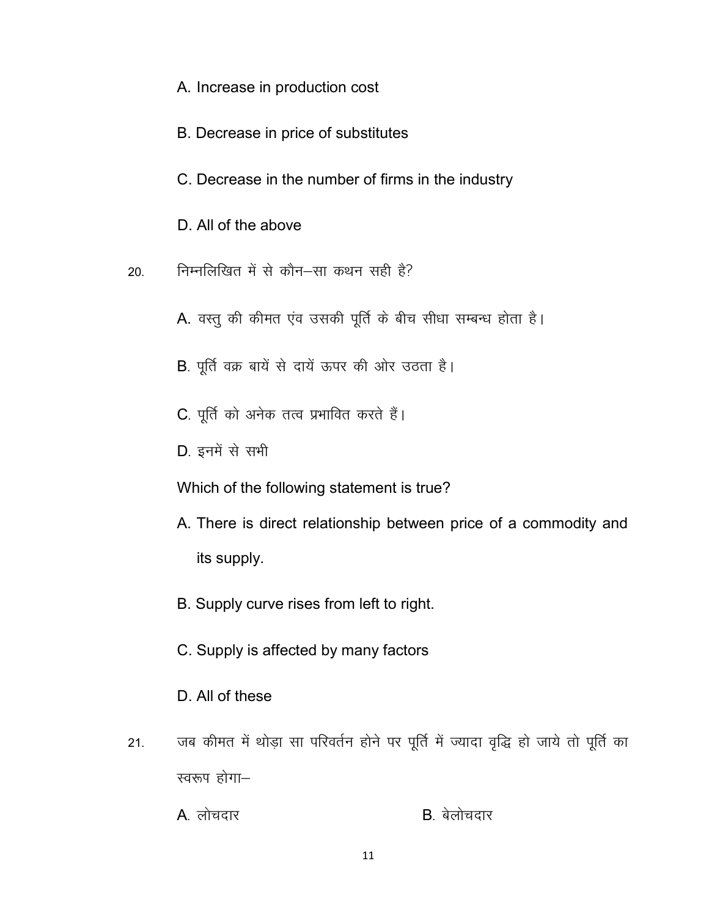A. Increase in production cost

B. Decrease in price of substitutes

C. Decrease in the number of firms in the industry

D. All of the above

20. निम्नलिखित में से कौन–सा कथन सही है?

A. वस्तु की कीमत एंव उसकी पूर्ति के बीच सीधा सम्बन्ध होता है।

B. पूर्ति वक्र बायें से दायें ऊपर की ओर उठता है।

C. पूर्ति को अनेक तत्व प्रभावित करते हैं।

D. इनमें से सभी

Which of the following statement is true?

A. There is direct relationship between price of a commodity and its supply.

B. Supply curve rises from left to right.

C. Supply is affected by many factors

D. All of these

21. जब कीमत में थोड़ा सा परिवर्तन होने पर पूर्ति में ज्यादा वृद्धि हो जाये तो पूर्ति का स्वरूप होगा–

A. लोचदार B. बेलोचदार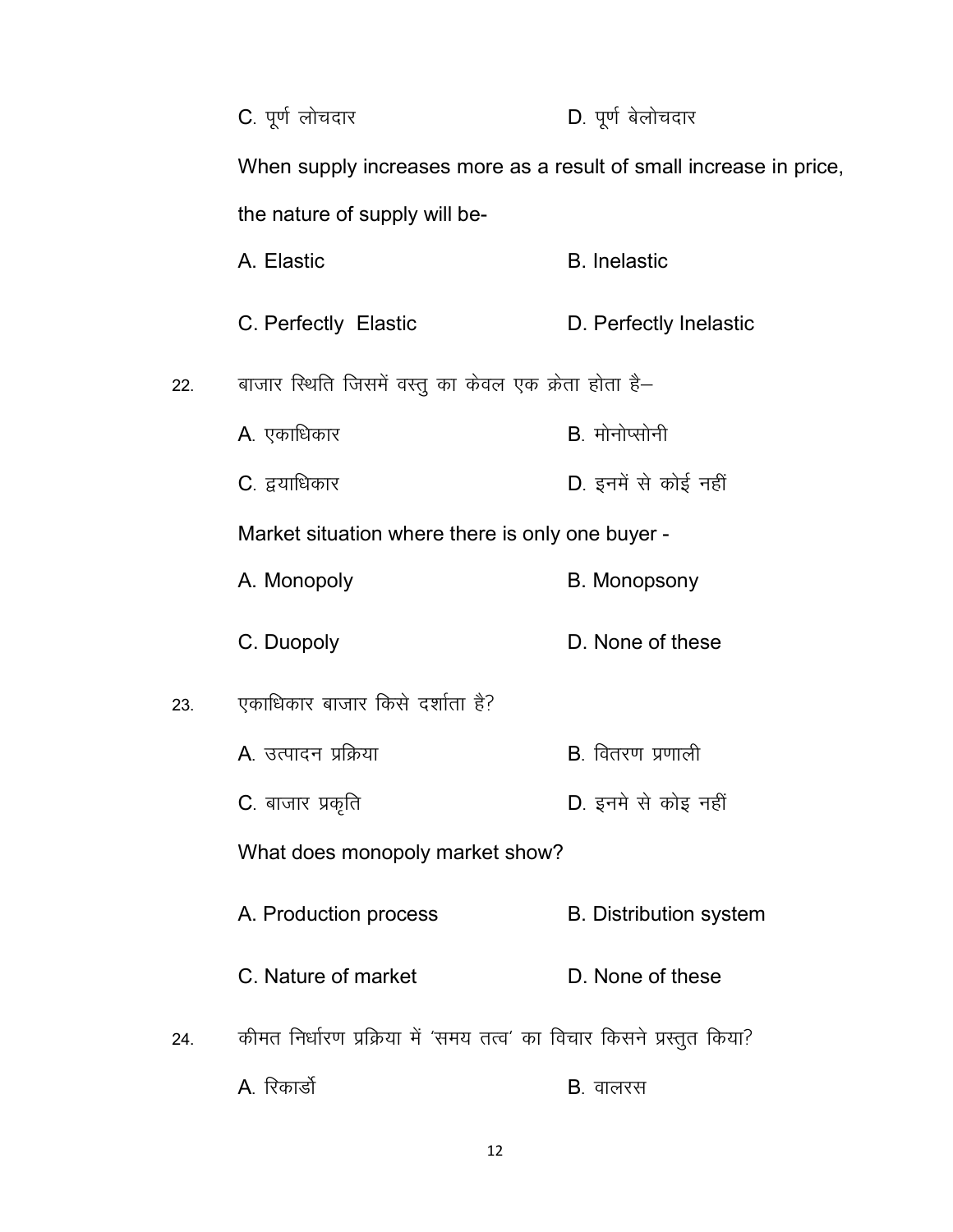C. पूर्ण लोचदार　　　　D. पूर्ण बेलोचदार

When supply increases more as a result of small increase in price, the nature of supply will be-

A. Elastic　　　　B. Inelastic

C. Perfectly Elastic　　　　D. Perfectly Inelastic

22. बाजार स्थिति जिसमें वस्तु का केवल एक क्रेता होता है–

A. एकाधिकार　　　　B. मोनोप्सोनी

C. द्वयाधिकार　　　　D. इनमें से कोई नहीं

Market situation where there is only one buyer -

A. Monopoly　　　　B. Monopsony

C. Duopoly　　　　D. None of these

23. एकाधिकार बाजार किसे दर्शाता है?

A. उत्पादन प्रक्रिया　　　　B. वितरण प्रणाली

C. बाजार प्रकृति　　　　D. इनमे से कोइ नहीं

What does monopoly market show?

A. Production process　　　　B. Distribution system

C. Nature of market　　　　D. None of these

24. कीमत निर्धारण प्रक्रिया में 'समय तत्व' का विचार किसने प्रस्तुत किया?

A. रिकार्डो　　　　B. वालरस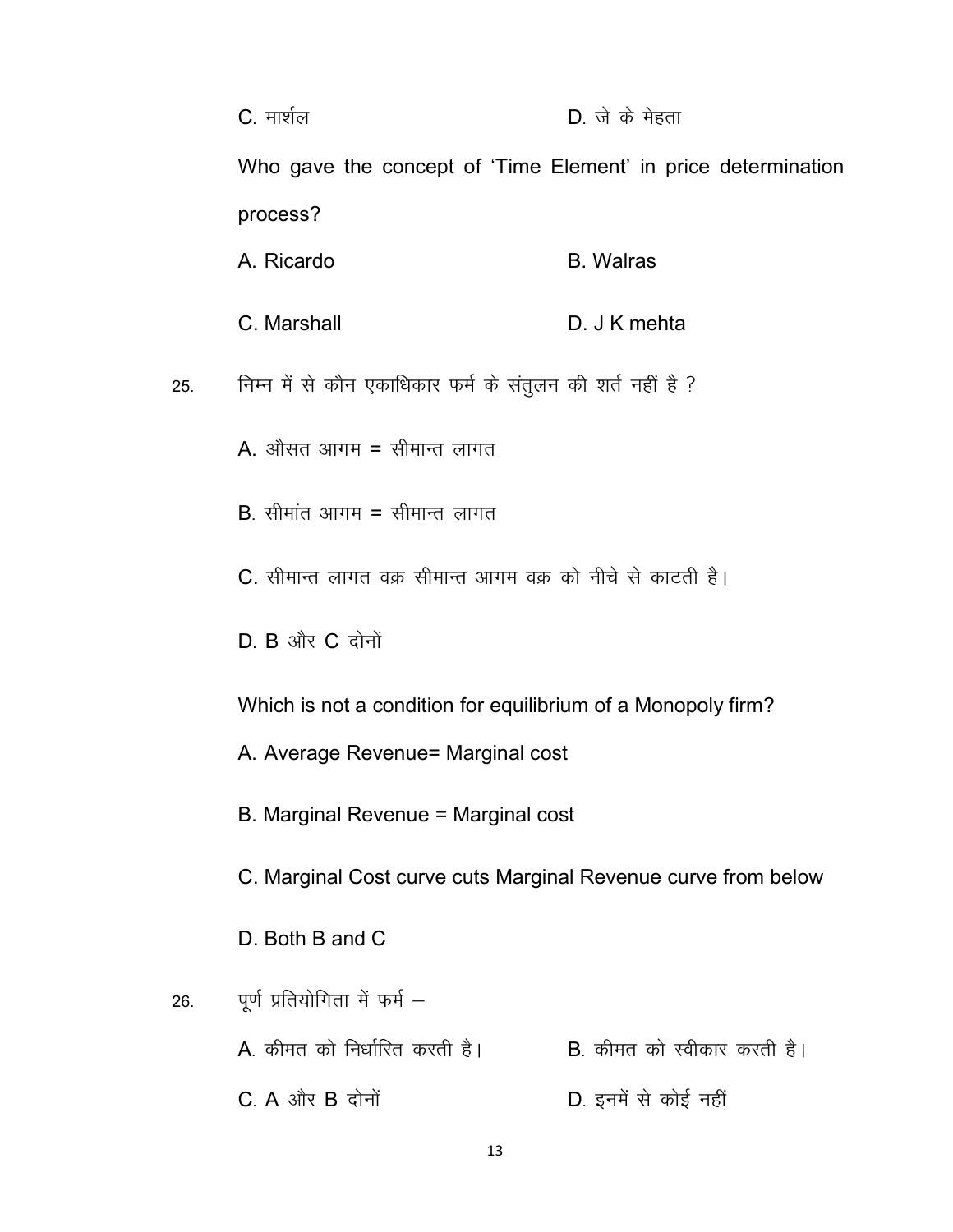C. मार्शल D. जे के मेहता

Who gave the concept of 'Time Element' in price determination process?

A. Ricardo B. Walras

C. Marshall D. J K mehta

25. निम्न में से कौन एकाधिकार फर्म के संतुलन की शर्त नहीं है ?

A. औसत आगम = सीमान्त लागत

B. सीमांत आगम = सीमान्त लागत

C. सीमान्त लागत वक्र सीमान्त आगम वक्र को नीचे से काटती है।

D. B और C दोनों

Which is not a condition for equilibrium of a Monopoly firm?

A. Average Revenue= Marginal cost

B. Marginal Revenue = Marginal cost

C. Marginal Cost curve cuts Marginal Revenue curve from below

D. Both B and C

26. पूर्ण प्रतियोगिता में फर्म –

A. कीमत को निर्धारित करती है। B. कीमत को स्वीकार करती है।

C. A और B दोनों D. इनमें से कोई नहीं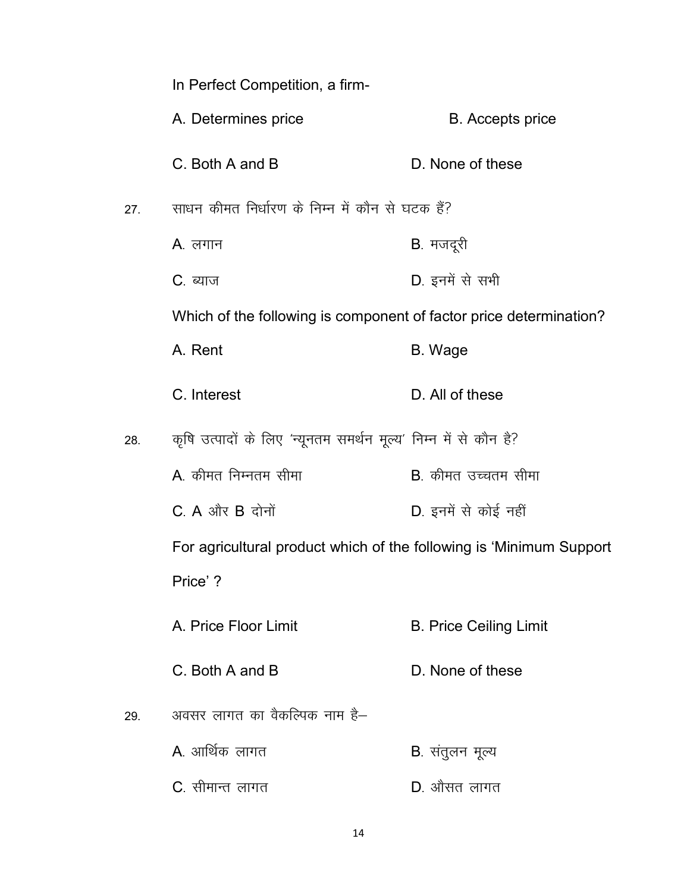In Perfect Competition, a firm-

A. Determines price B. Accepts price

C. Both A and B D. None of these

27. साधन कीमत निर्धारण के निम्न में कौन से घटक हैं?

A. लगान B. मजदूरी

C. ब्याज D. इनमें से सभी

Which of the following is component of factor price determination?

A. Rent B. Wage

C. Interest D. All of these

28. कृषि उत्पादों के लिए 'न्यूनतम समर्थन मूल्य' निम्न में से कौन है?

A. कीमत निम्नतम सीमा B. कीमत उच्चतम सीमा

C. A और B दोनों D. इनमें से कोई नहीं

For agricultural product which of the following is 'Minimum Support Price' ?

A. Price Floor Limit B. Price Ceiling Limit

C. Both A and B D. None of these

29. अवसर लागत का वैकल्पिक नाम है–

A. आर्थिक लागत B. संतुलन मूल्य

C. सीमान्त लागत D. औसत लागत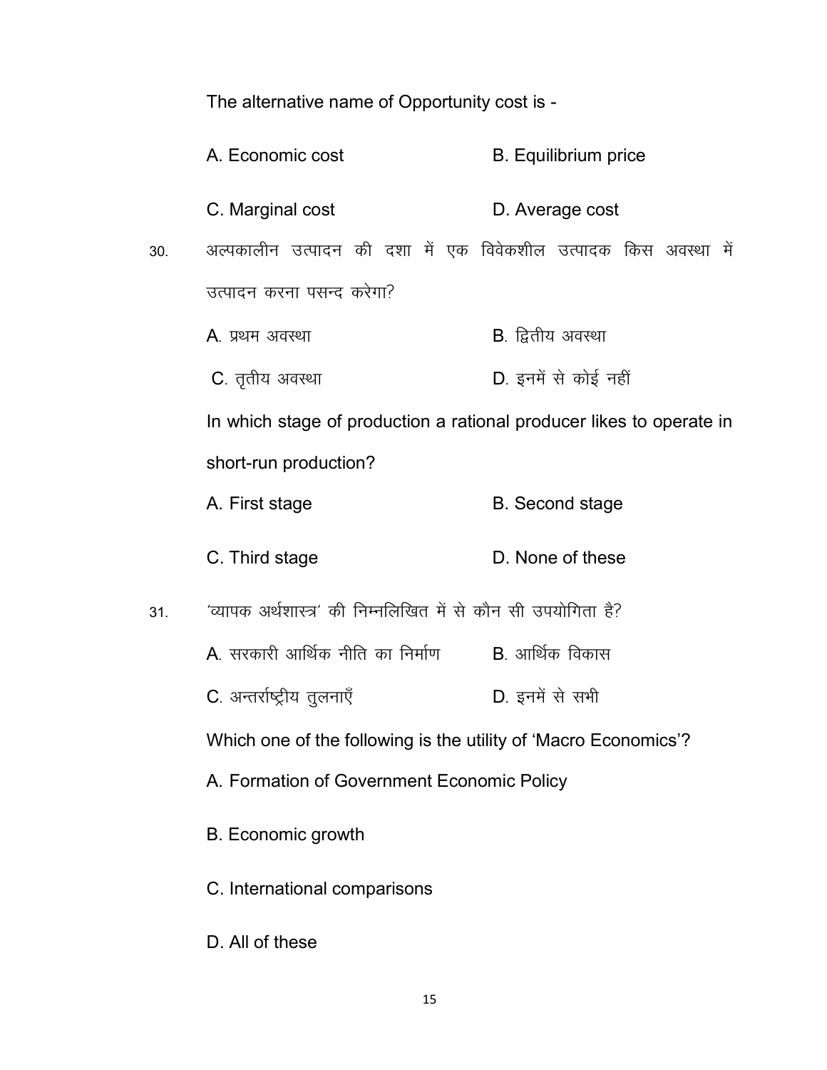The alternative name of Opportunity cost is -

A. Economic cost B. Equilibrium price

C. Marginal cost D. Average cost

30. अल्पकालीन उत्पादन की दशा में एक विवेकशील उत्पादक किस अवस्था में उत्पादन करना पसन्द करेगा?

A. प्रथम अवस्था B. द्वितीय अवस्था

C. तृतीय अवस्था D. इनमें से कोई नहीं

In which stage of production a rational producer likes to operate in short-run production?

A. First stage B. Second stage

C. Third stage D. None of these

31. 'व्यापक अर्थशास्त्र' की निम्नलिखित में से कौन सी उपयोगिता है?

A. सरकारी आर्थिक नीति का निर्माण B. आर्थिक विकास

C. अन्तर्राष्ट्रीय तुलनाएँ D. इनमें से सभी

Which one of the following is the utility of 'Macro Economics'?

A. Formation of Government Economic Policy

B. Economic growth

C. International comparisons

D. All of these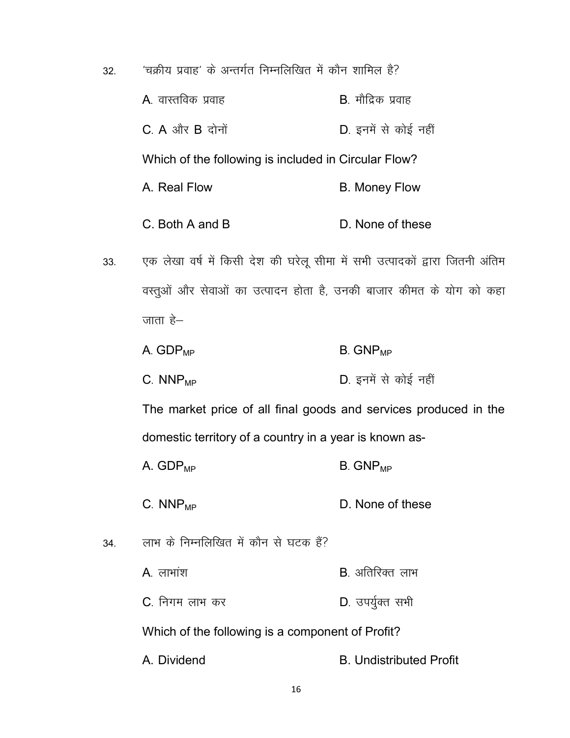32. 'चक्रीय प्रवाह' के अन्तर्गत निम्नलिखित में कौन शामिल है?

    A. वास्तविक प्रवाह　　　　B. मौद्रिक प्रवाह

    C. A और B दोनों　　　　D. इनमें से कोई नहीं

    Which of the following is included in Circular Flow?

    A. Real Flow　　　　B. Money Flow

    C. Both A and B　　　　D. None of these

33. एक लेखा वर्ष में किसी देश की घरेलू सीमा में सभी उत्पादकों द्वारा जितनी अंतिम वस्तुओं और सेवाओं का उत्पादन होता है, उनकी बाजार कीमत के योग को कहा जाता है–

    A. $GDP_{MP}$　　　　B. $GNP_{MP}$

    C. $NNP_{MP}$　　　　D. इनमें से कोई नहीं

    The market price of all final goods and services produced in the domestic territory of a country in a year is known as-

    A. $GDP_{MP}$　　　　B. $GNP_{MP}$

    C. $NNP_{MP}$　　　　D. None of these

34. लाभ के निम्नलिखित में कौन से घटक हैं?

    A. लाभांश　　　　B. अतिरिक्त लाभ

    C. निगम लाभ कर　　　　D. उपर्युक्त सभी

    Which of the following is a component of Profit?

    A. Dividend　　　　B. Undistributed Profit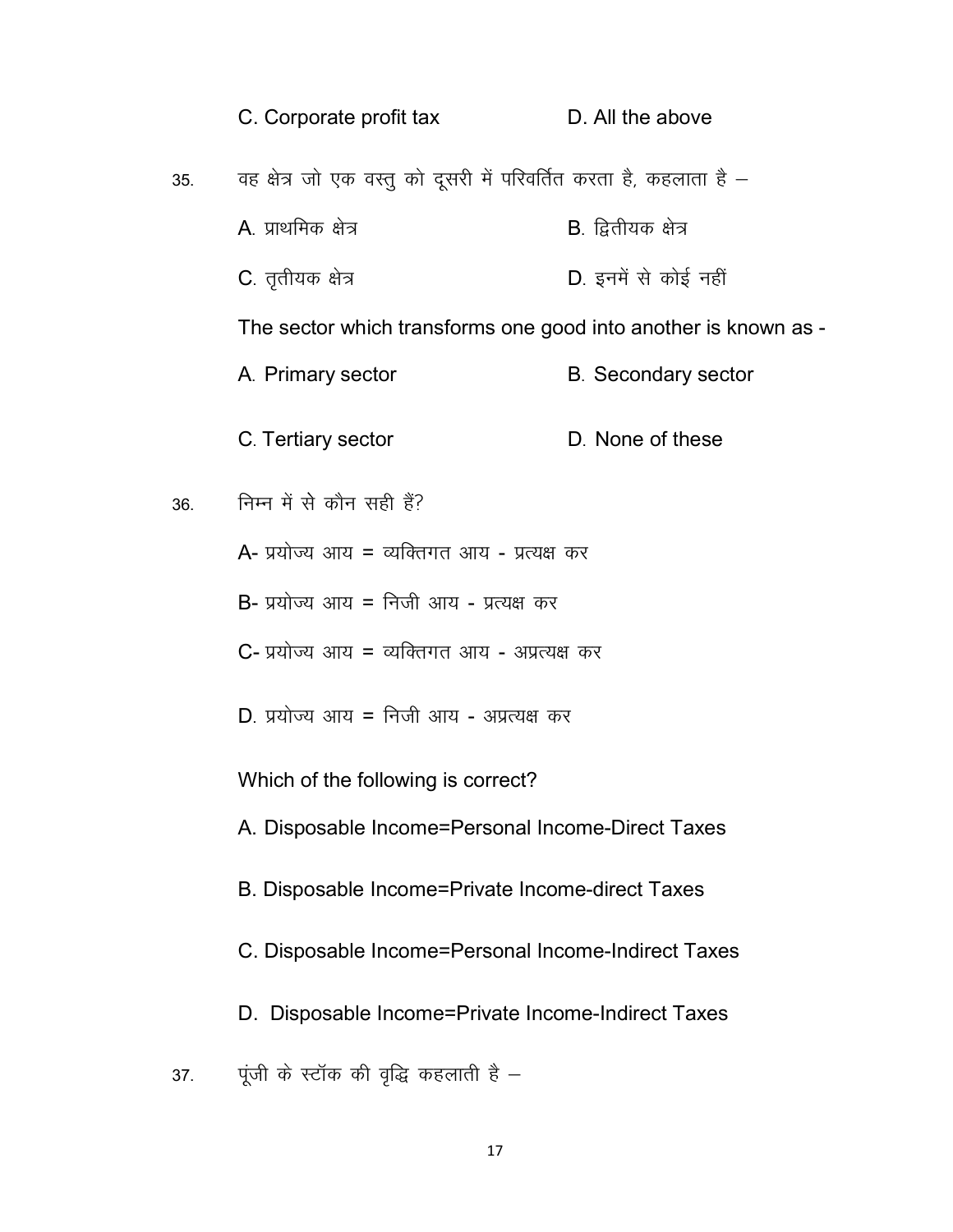C. Corporate profit tax D. All the above

35. वह क्षेत्र जो एक वस्तु को दूसरी में परिवर्तित करता है, कहलाता है –

A. प्राथमिक क्षेत्र B. द्वितीयक क्षेत्र

C. तृतीयक क्षेत्र D. इनमें से कोई नहीं

The sector which transforms one good into another is known as -

A. Primary sector B. Secondary sector

C. Tertiary sector D. None of these

36. निम्न में से कौन सही हैं?

A- प्रयोज्य आय = व्यक्तिगत आय - प्रत्यक्ष कर

B- प्रयोज्य आय = निजी आय - प्रत्यक्ष कर

C- प्रयोज्य आय = व्यक्तिगत आय - अप्रत्यक्ष कर

D. प्रयोज्य आय = निजी आय - अप्रत्यक्ष कर

Which of the following is correct?

A. Disposable Income=Personal Income-Direct Taxes

B. Disposable Income=Private Income-direct Taxes

C. Disposable Income=Personal Income-Indirect Taxes

D. Disposable Income=Private Income-Indirect Taxes

37. पूंजी के स्टॉक की वृद्धि कहलाती है –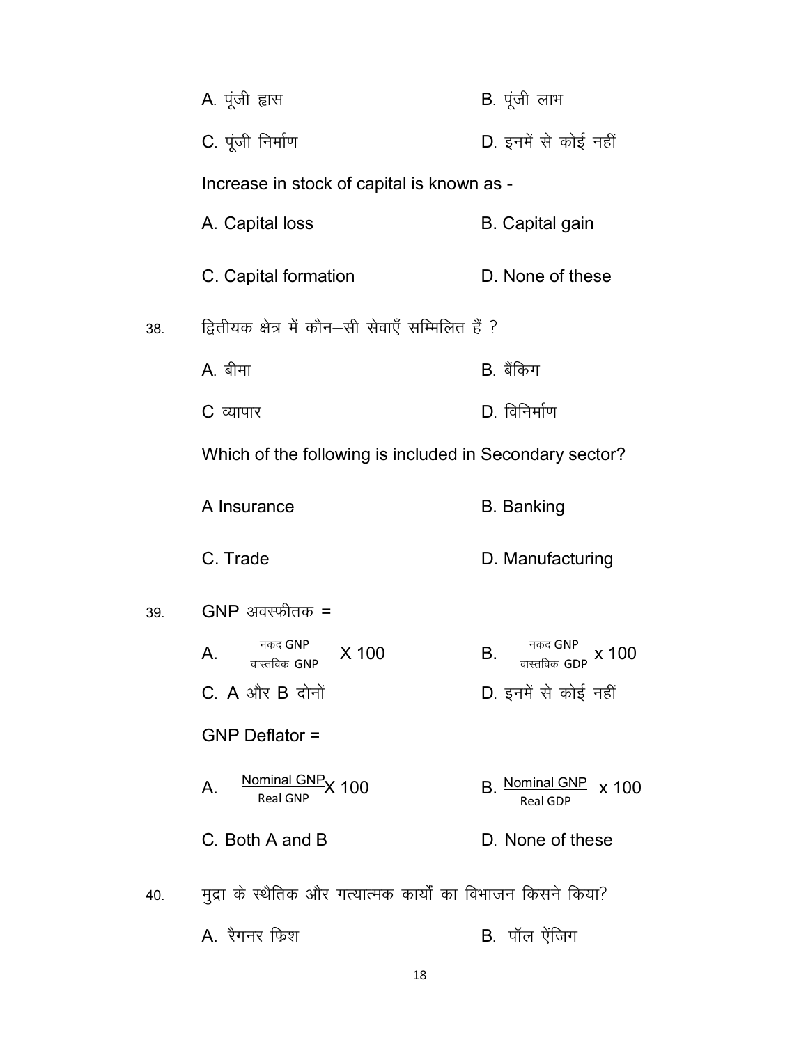A. पूंजी ह्रास　　　　　　　　B. पूंजी लाभ

C. पूंजी निर्माण　　　　　　　D. इनमें से कोई नहीं

Increase in stock of capital is known as -

A. Capital loss　　　　　　　B. Capital gain

C. Capital formation　　　　D. None of these

38. द्वितीयक क्षेत्र में कौन–सी सेवाएँ सम्मिलित हैं ?

A. बीमा　　　　　　　　　B. बैंकिग

C व्यापार　　　　　　　　D. विनिर्माण

Which of the following is included in Secondary sector?

A Insurance　　　　　　　B. Banking

C. Trade　　　　　　　　D. Manufacturing

39. GNP अवस्फीतक =

A. $\frac{\text{नकद GNP}}{\text{वास्तविक GNP}} \times 100$　　　　B. $\frac{\text{नकद GNP}}{\text{वास्तविक GDP}} \times 100$

C. A और B दोनों　　　　　　D. इनमें से कोई नहीं

GNP Deflator =

A. $\frac{\text{Nominal GNP}}{\text{Real GNP}} \times 100$　　　　B. $\frac{\text{Nominal GNP}}{\text{Real GDP}} \times 100$

C. Both A and B　　　　　　D. None of these

40. मुद्रा के स्थैतिक और गत्यात्मक कार्यों का विभाजन किसने किया?

A. रैगनर फ्रिश　　　　　　　B. पॉल ऐंजिग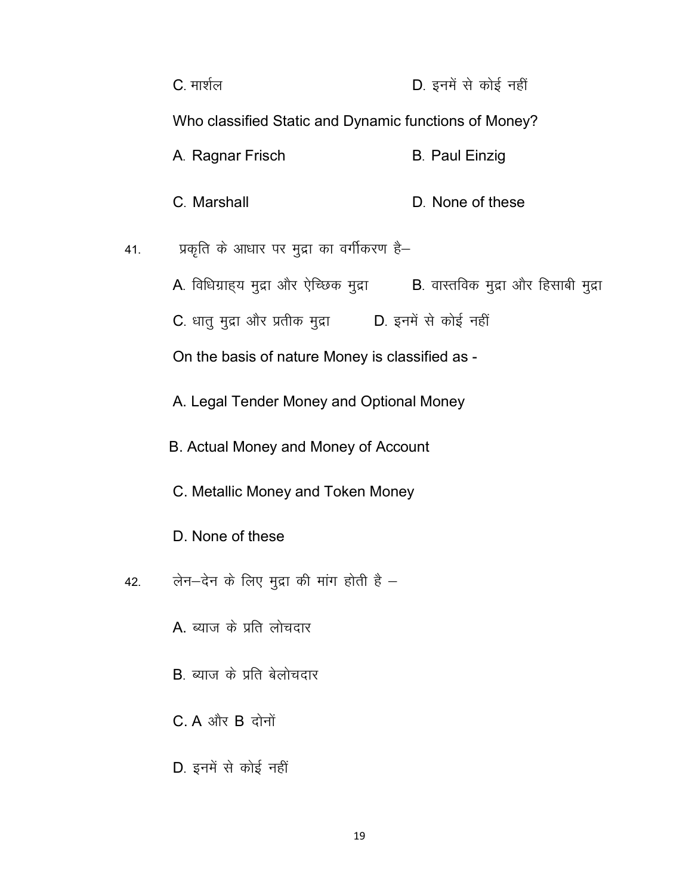C. मार्शल D. इनमें से कोई नहीं

Who classified Static and Dynamic functions of Money?

A. Ragnar Frisch B. Paul Einzig

C. Marshall D. None of these

41. प्रकृति के आधार पर मुद्रा का वर्गीकरण है–

A. विधिग्राह्य मुद्रा और ऐच्छिक मुद्रा B. वास्तविक मुद्रा और हिसाबी मुद्रा

C. धातु मुद्रा और प्रतीक मुद्रा D. इनमें से कोई नहीं

On the basis of nature Money is classified as -

A. Legal Tender Money and Optional Money

B. Actual Money and Money of Account

C. Metallic Money and Token Money

D. None of these

42. लेन–देन के लिए मुद्रा की मांग होती है –

A. ब्याज के प्रति लोचदार

B. ब्याज के प्रति बेलोचदार

C. A और B दोनों

D. इनमें से कोई नहीं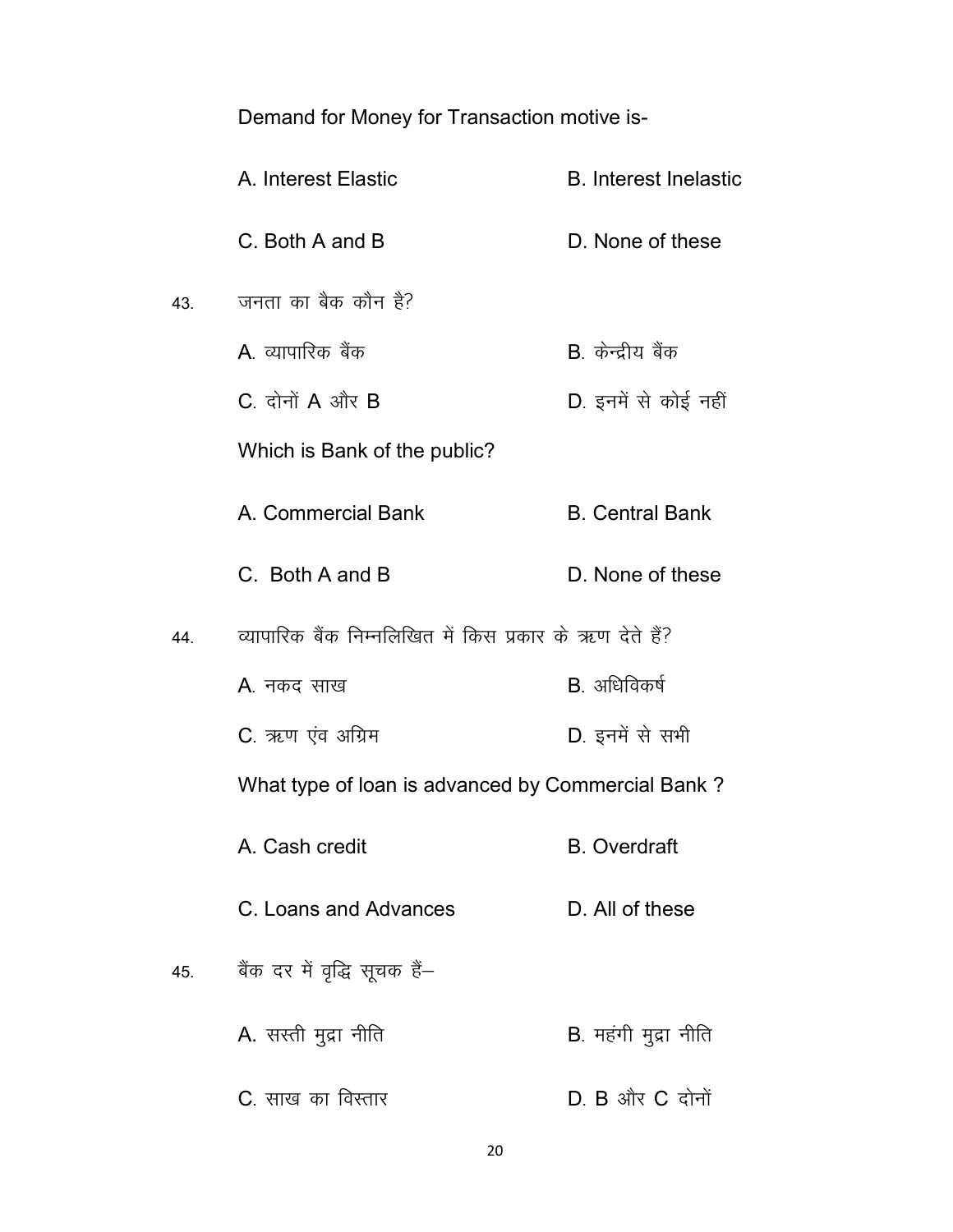Demand for Money for Transaction motive is-

A. Interest Elastic B. Interest Inelastic

C. Both A and B D. None of these

43. जनता का बैंक कौन है?

A. व्यापारिक बैंक B. केन्द्रीय बैंक

C. दोनों A और B D. इनमें से कोई नहीं

Which is Bank of the public?

A. Commercial Bank B. Central Bank

C. Both A and B D. None of these

44. व्यापारिक बैंक निम्नलिखित में किस प्रकार के ऋण देते हैं?

A. नकद साख B. अधिविकर्ष

C. ऋण एंव अग्रिम D. इनमें से सभी

What type of loan is advanced by Commercial Bank ?

A. Cash credit B. Overdraft

C. Loans and Advances D. All of these

45. बैंक दर में वृद्धि सूचक हैं–

A. सस्ती मुद्रा नीति B. महंगी मुद्रा नीति

C. साख का विस्तार D. B और C दोनों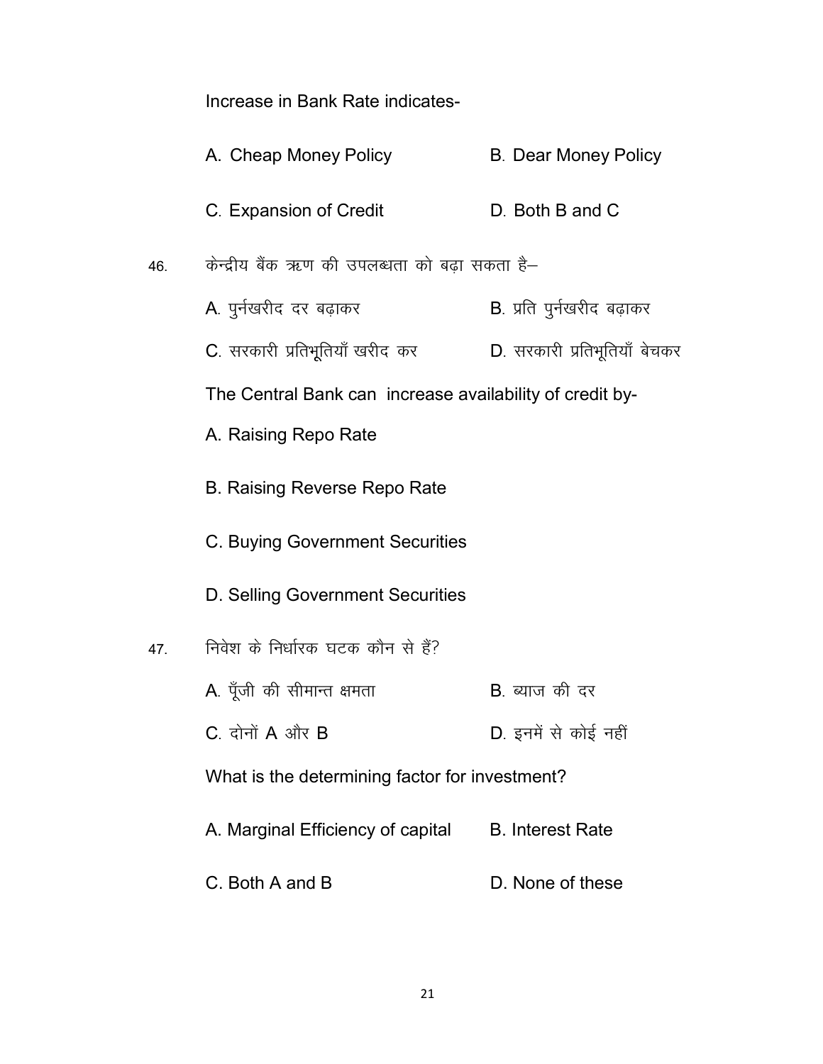Increase in Bank Rate indicates-

A. Cheap Money Policy

B. Dear Money Policy

C. Expansion of Credit

D. Both B and C

46. केन्द्रीय बैंक ऋण की उपलब्धता को बढ़ा सकता है–

A. पुर्नखरीद दर बढ़ाकर

B. प्रति पुर्नखरीद बढ़ाकर

C. सरकारी प्रतिभूतियाँ खरीद कर

D. सरकारी प्रतिभूतियाँ बेचकर

The Central Bank can increase availability of credit by-

A. Raising Repo Rate

B. Raising Reverse Repo Rate

C. Buying Government Securities

D. Selling Government Securities

47. निवेश के निर्धारक घटक कौन से हैं?

A. पूँजी की सीमान्त क्षमता

B. ब्याज की दर

C. दोनों A और B

D. इनमें से कोई नहीं

What is the determining factor for investment?

A. Marginal Efficiency of capital

B. Interest Rate

C. Both A and B

D. None of these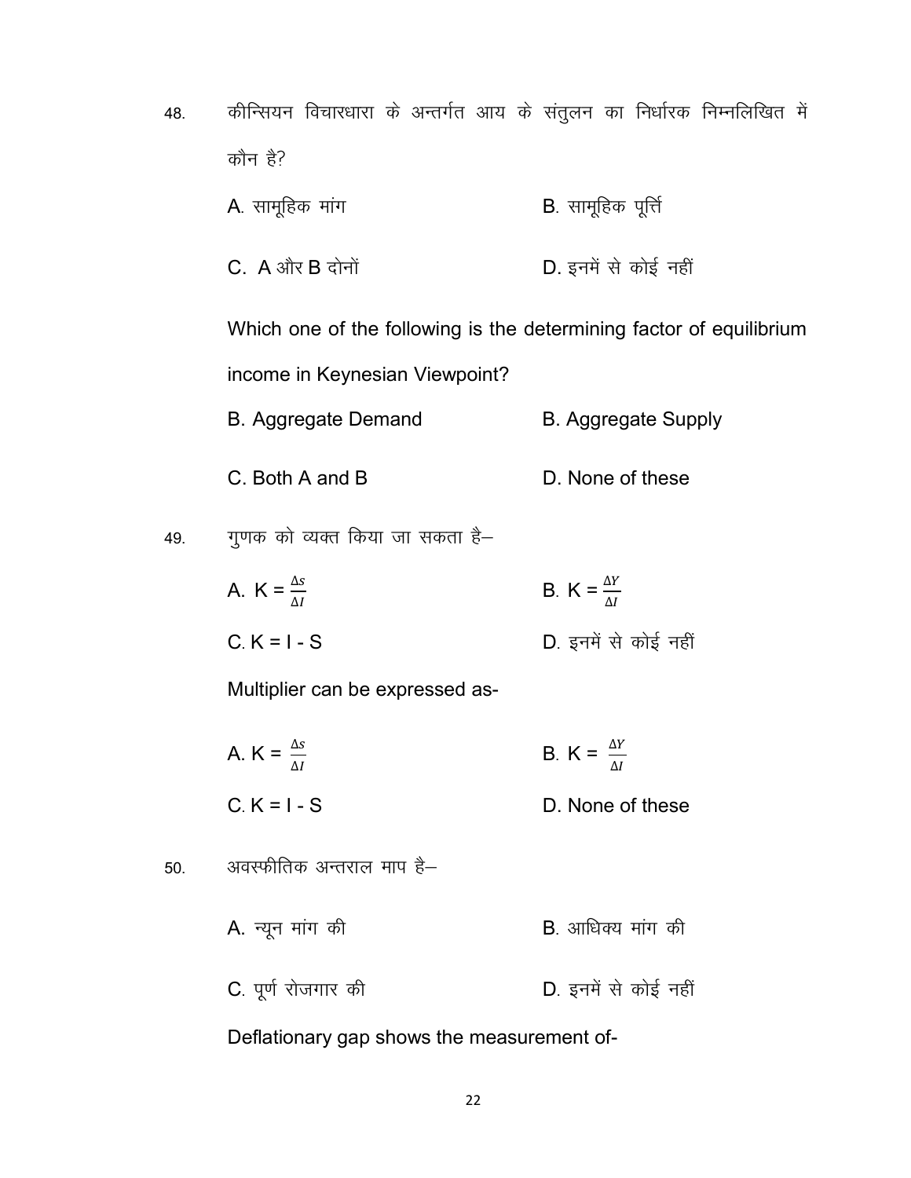48. कीन्सियन विचारधारा के अन्तर्गत आय के संतुलन का निर्धारक निम्नलिखित में कौन है?

A. सामूहिक मांग
B. सामूहिक पूर्त्ति
C. A और B दोनों
D. इनमें से कोई नहीं

Which one of the following is the determining factor of equilibrium income in Keynesian Viewpoint?

B. Aggregate Demand
B. Aggregate Supply
C. Both A and B
D. None of these

49. गुणक को व्यक्त किया जा सकता है–

A. $K = \frac{\Delta s}{\Delta I}$
B. $K = \frac{\Delta Y}{\Delta I}$
C. $K = I - S$
D. इनमें से कोई नहीं

Multiplier can be expressed as-

A. $K = \frac{\Delta s}{\Delta I}$
B. $K = \frac{\Delta Y}{\Delta I}$
C. $K = I - S$
D. None of these

50. अवस्फीतिक अन्तराल माप है–

A. न्यून मांग की
B. आधिक्य मांग की
C. पूर्ण रोजगार की
D. इनमें से कोई नहीं

Deflationary gap shows the measurement of-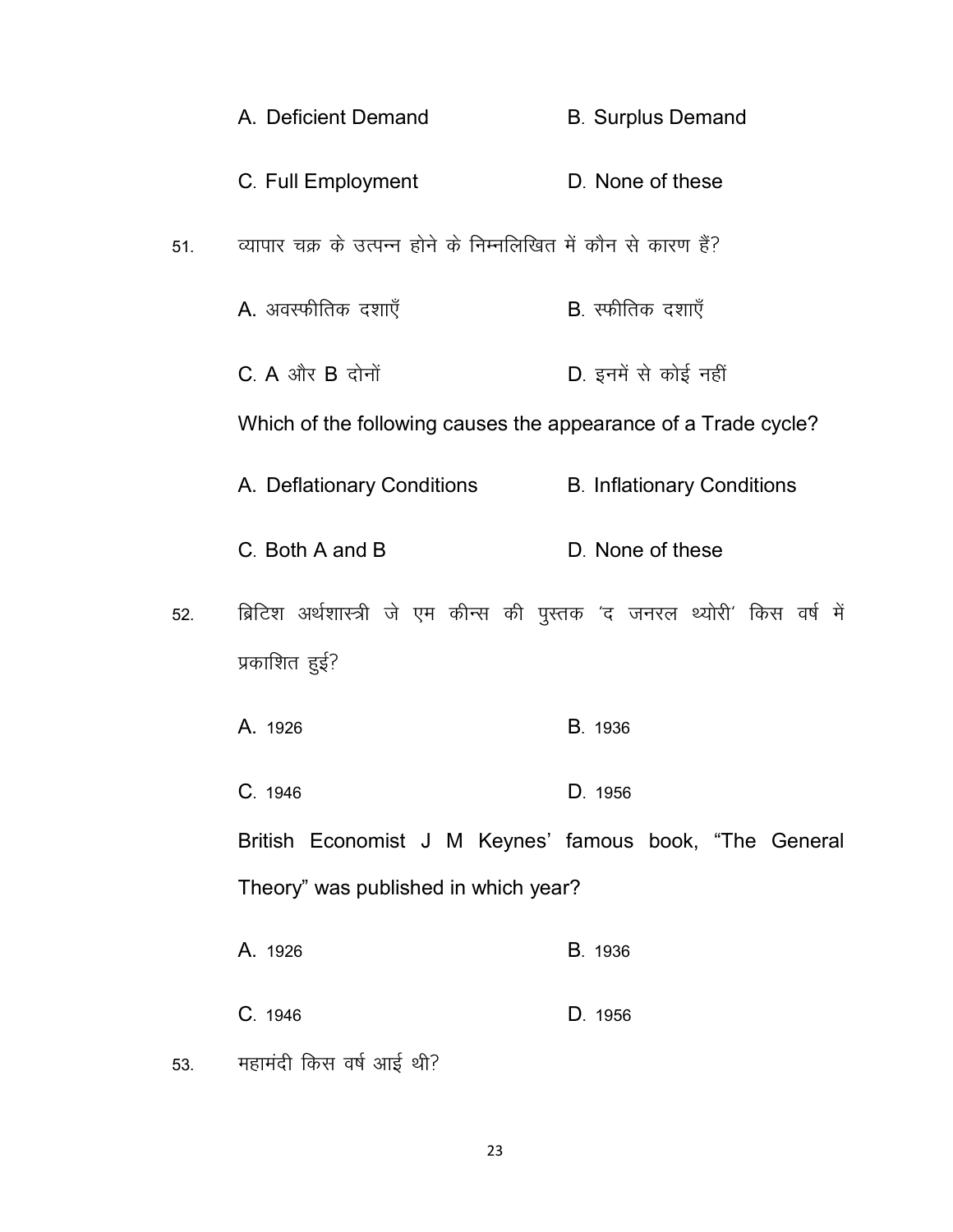A. Deficient Demand B. Surplus Demand

C. Full Employment D. None of these

51. व्यापार चक्र के उत्पन्न होने के निम्नलिखित में कौन से कारण हैं?

A. अवस्फीतिक दशाएँ B. स्फीतिक दशाएँ

C. A और B दोनों D. इनमें से कोई नहीं

Which of the following causes the appearance of a Trade cycle?

A. Deflationary Conditions B. Inflationary Conditions

C. Both A and B D. None of these

52. ब्रिटिश अर्थशास्त्री जे एम कीन्स की पुस्तक 'द जनरल थ्योरी' किस वर्ष में प्रकाशित हुई?

A. 1926 B. 1936

C. 1946 D. 1956

British Economist J M Keynes' famous book, "The General Theory" was published in which year?

A. 1926 B. 1936

C. 1946 D. 1956

53. महामंदी किस वर्ष आई थी?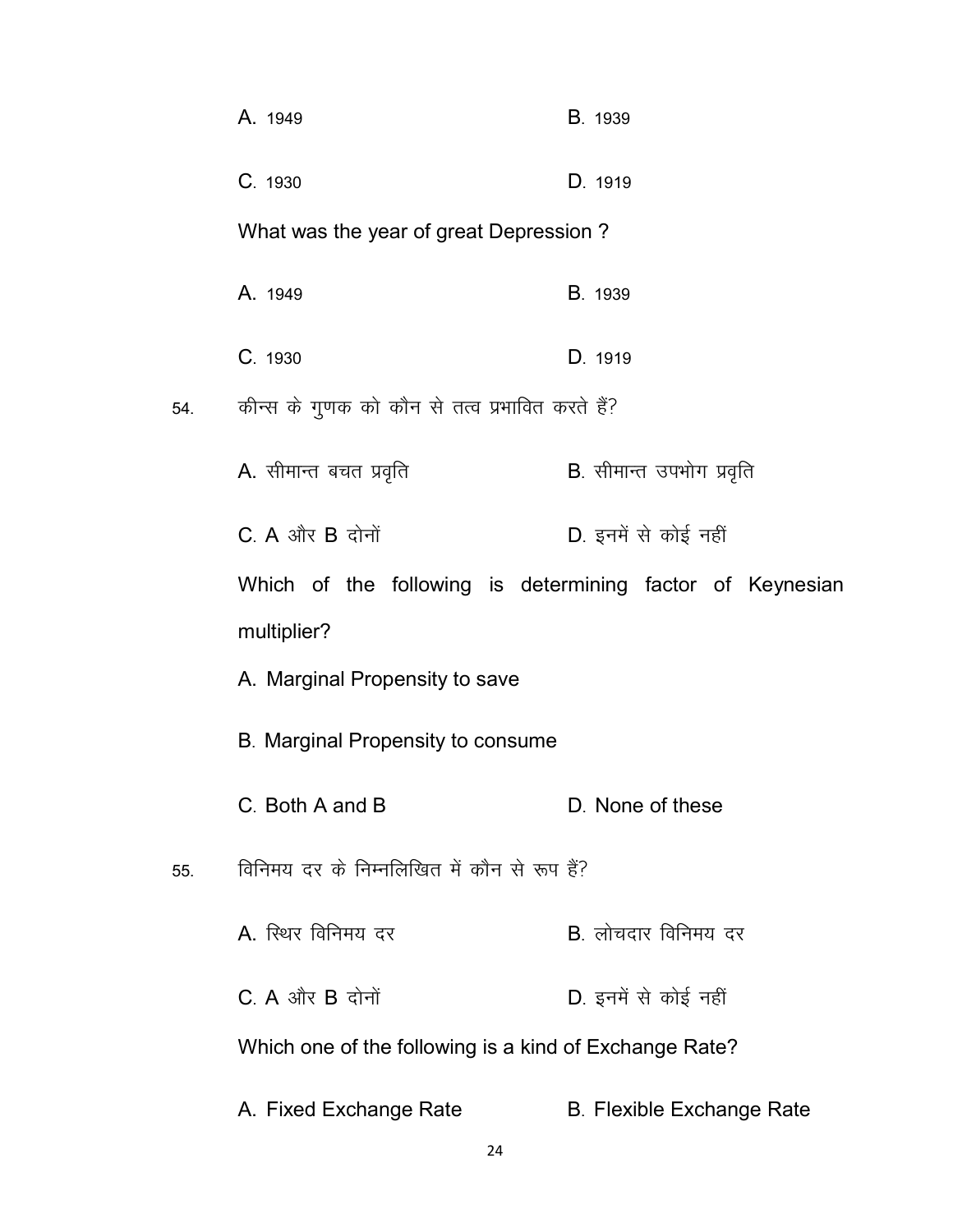A. 1949 B. 1939

C. 1930 D. 1919

What was the year of great Depression ?

A. 1949 B. 1939

C. 1930 D. 1919

54. कीन्स के गुणक को कौन से तत्व प्रभावित करते हैं?

A. सीमान्त बचत प्रवृति B. सीमान्त उपभोग प्रवृति

C. A और B दोनों D. इनमें से कोई नहीं

Which of the following is determining factor of Keynesian multiplier?

A. Marginal Propensity to save

B. Marginal Propensity to consume

C. Both A and B D. None of these

55. विनिमय दर के निम्नलिखित में कौन से रूप हैं?

A. स्थिर विनिमय दर B. लोचदार विनिमय दर

C. A और B दोनों D. इनमें से कोई नहीं

Which one of the following is a kind of Exchange Rate?

A. Fixed Exchange Rate B. Flexible Exchange Rate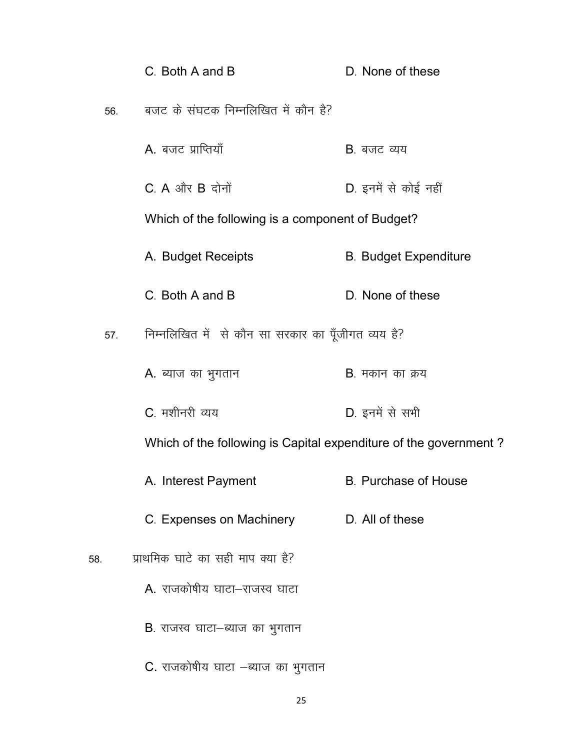C. Both A and B　　　　D. None of these

56. बजट के संघटक निम्नलिखित में कौन है?

A. बजट प्राप्तियाँ　　　　B. बजट व्यय

C. A और B दोनों　　　　D. इनमें से कोई नहीं

Which of the following is a component of Budget?

A. Budget Receipts　　　　B. Budget Expenditure

C. Both A and B　　　　D. None of these

57. निम्नलिखित में से कौन सा सरकार का पूँजीगत व्यय है?

A. ब्याज का भुगतान　　　　B. मकान का क्रय

C. मशीनरी व्यय　　　　D. इनमें से सभी

Which of the following is Capital expenditure of the government ?

A. Interest Payment　　　　B. Purchase of House

C. Expenses on Machinery　　　　D. All of these

58. प्राथमिक घाटे का सही माप क्या है?

A. राजकोषीय घाटा–राजस्व घाटा

B. राजस्व घाटा–ब्याज का भुगतान

C. राजकोषीय घाटा –ब्याज का भुगतान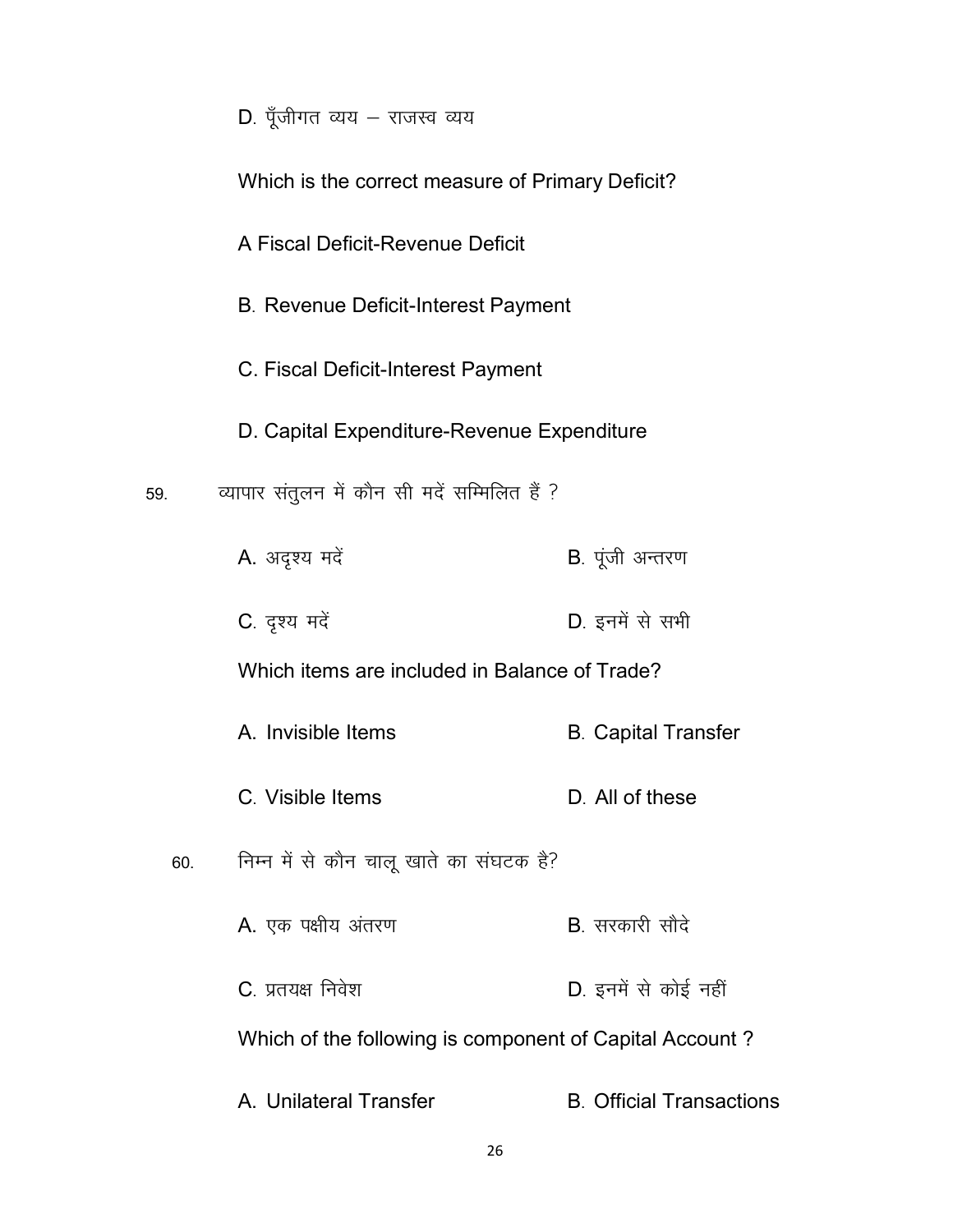D. पूँजीगत व्यय – राजस्व व्यय

Which is the correct measure of Primary Deficit?

A Fiscal Deficit-Revenue Deficit

B. Revenue Deficit-Interest Payment

C. Fiscal Deficit-Interest Payment

D. Capital Expenditure-Revenue Expenditure

59. व्यापार संतुलन में कौन सी मदें सम्मिलित हैं ?

A. अदृश्य मदें B. पूंजी अन्तरण

C. दृश्य मदें D. इनमें से सभी

Which items are included in Balance of Trade?

A. Invisible Items B. Capital Transfer

C. Visible Items D. All of these

60. निम्न में से कौन चालू खाते का संघटक है?

A. एक पक्षीय अंतरण B. सरकारी सौदे

C. प्रतयक्ष निवेश D. इनमें से कोई नहीं

Which of the following is component of Capital Account ?

A. Unilateral Transfer B. Official Transactions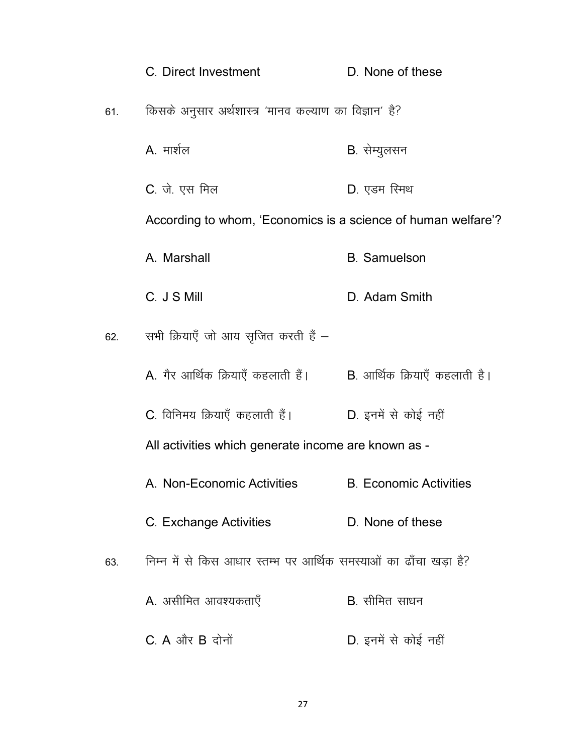C. Direct Investment D. None of these

61. किसके अनुसार अर्थशास्त्र 'मानव कल्याण का विज्ञान' है?

A. मार्शल B. सेम्युलसन

C. जे. एस मिल D. एडम स्मिथ

According to whom, 'Economics is a science of human welfare'?

A. Marshall B. Samuelson

C. J S Mill D. Adam Smith

62. सभी क्रियाएँ जो आय सृजित करती हैं –

A. गैर आर्थिक क्रियाएँ कहलाती हैं। B. आर्थिक क्रियाएँ कहलाती है।

C. विनिमय क्रियाएँ कहलाती हैं। D. इनमें से कोई नहीं

All activities which generate income are known as -

A. Non-Economic Activities B. Economic Activities

C. Exchange Activities D. None of these

63. निम्न में से किस आधार स्तम्भ पर आर्थिक समस्याओं का ढाँचा खड़ा है?

A. असीमित आवश्यकताएँ B. सीमित साधन

C. A और B दोनों D. इनमें से कोई नहीं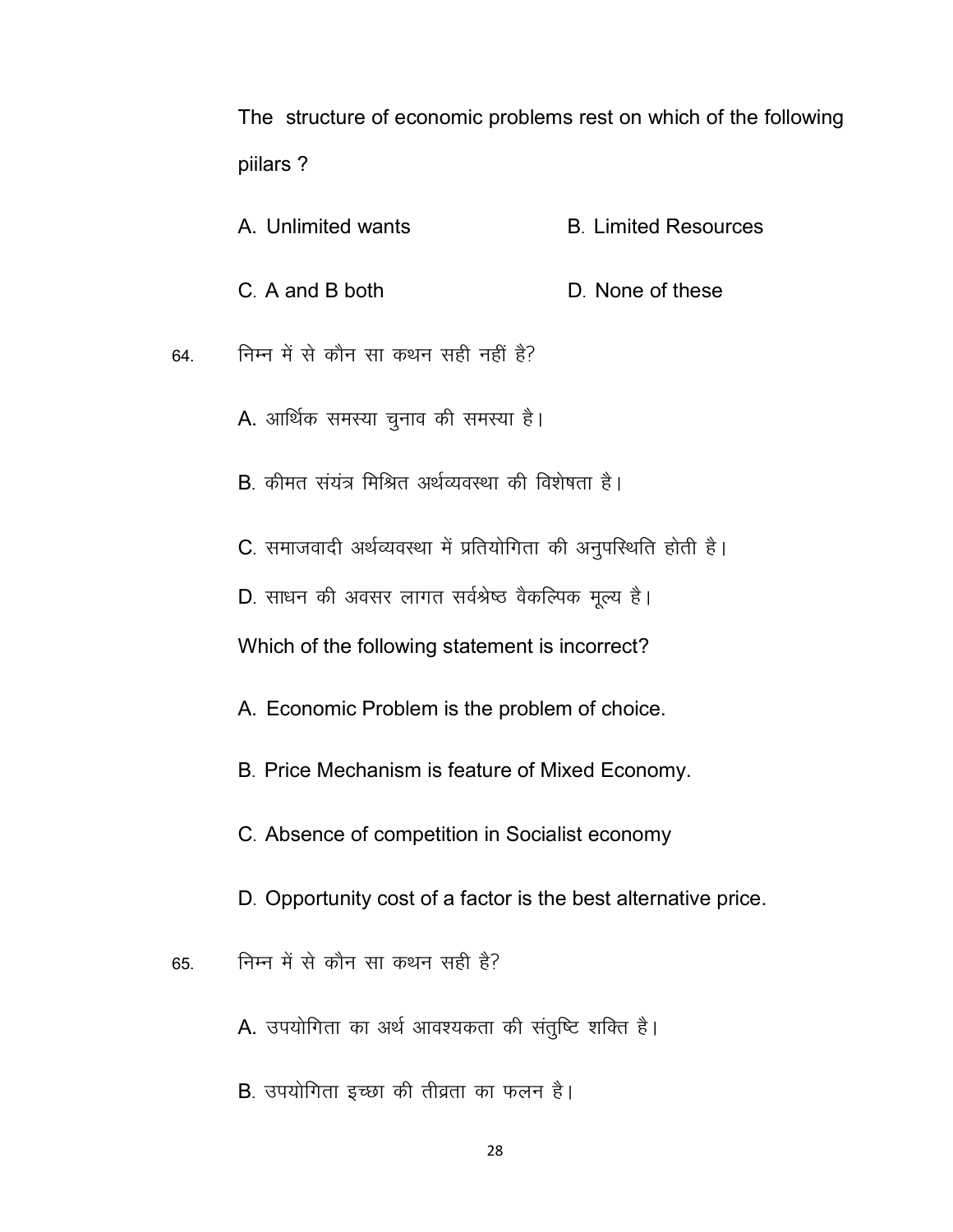The structure of economic problems rest on which of the following piilars ?

A. Unlimited wants B. Limited Resources

C. A and B both D. None of these

64. निम्न में से कौन सा कथन सही नहीं है?

A. आर्थिक समस्या चुनाव की समस्या है।

B. कीमत संयंत्र मिश्रित अर्थव्यवस्था की विशेषता है।

C. समाजवादी अर्थव्यवस्था में प्रतियोगिता की अनुपस्थिति होती है।

D. साधन की अवसर लागत सर्वश्रेष्ठ वैकल्पिक मूल्य है।

Which of the following statement is incorrect?

A. Economic Problem is the problem of choice.

B. Price Mechanism is feature of Mixed Economy.

C. Absence of competition in Socialist economy

D. Opportunity cost of a factor is the best alternative price.

65. निम्न में से कौन सा कथन सही है?

A. उपयोगिता का अर्थ आवश्यकता की संतुष्टि शक्ति है।

B. उपयोगिता इच्छा की तीव्रता का फलन है।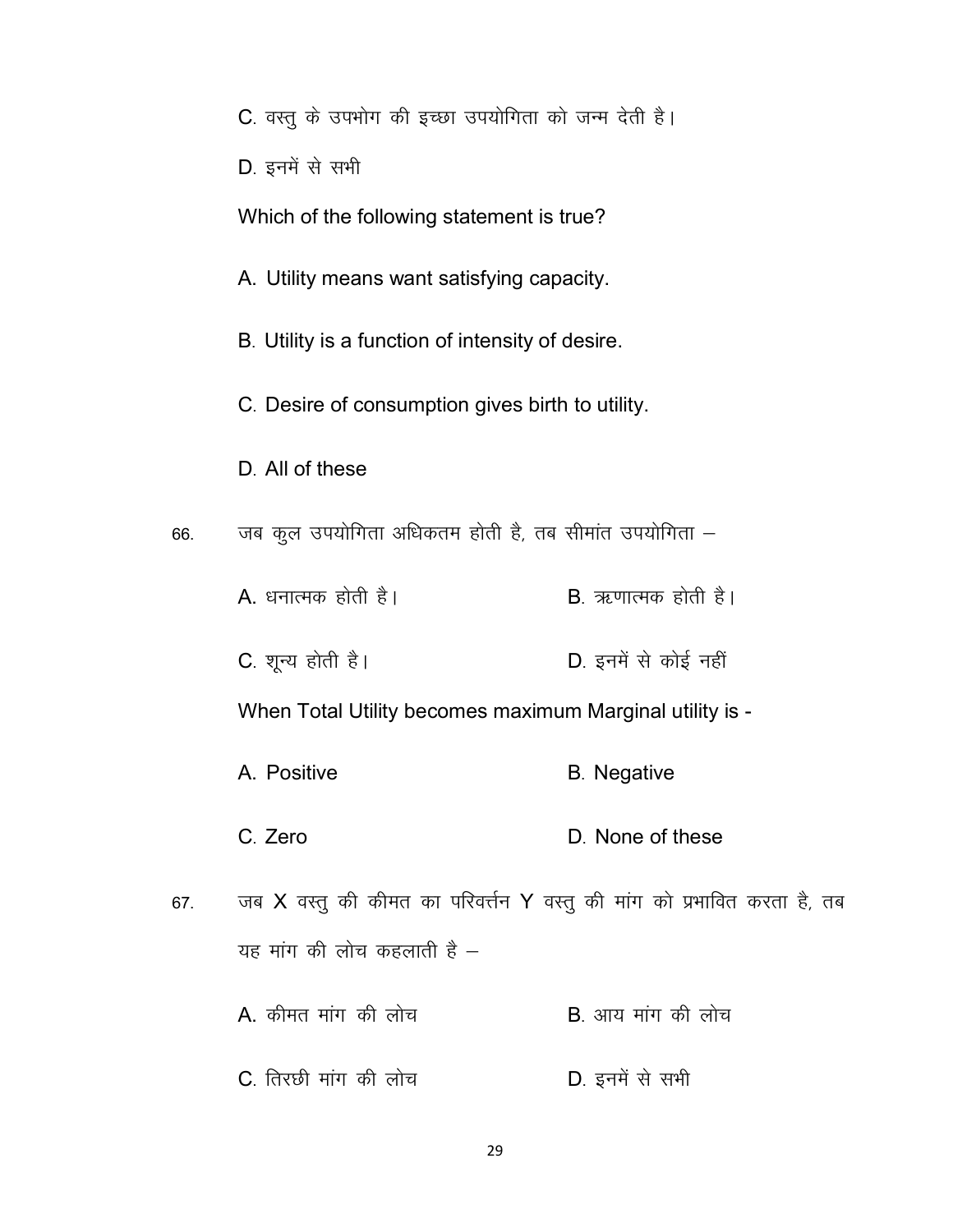C. वस्तु के उपभोग की इच्छा उपयोगिता को जन्म देती है।

D. इनमें से सभी

Which of the following statement is true?

A. Utility means want satisfying capacity.

B. Utility is a function of intensity of desire.

C. Desire of consumption gives birth to utility.

D. All of these

66. जब कुल उपयोगिता अधिकतम होती है, तब सीमांत उपयोगिता –

A. धनात्मक होती है।
B. ऋणात्मक होती है।
C. शून्य होती है।
D. इनमें से कोई नहीं

When Total Utility becomes maximum Marginal utility is -

A. Positive
B. Negative
C. Zero
D. None of these

67. जब X वस्तु की कीमत का परिवर्त्तन Y वस्तु की मांग को प्रभावित करता है, तब यह मांग की लोच कहलाती है –

A. कीमत मांग की लोच
B. आय मांग की लोच
C. तिरछी मांग की लोच
D. इनमें से सभी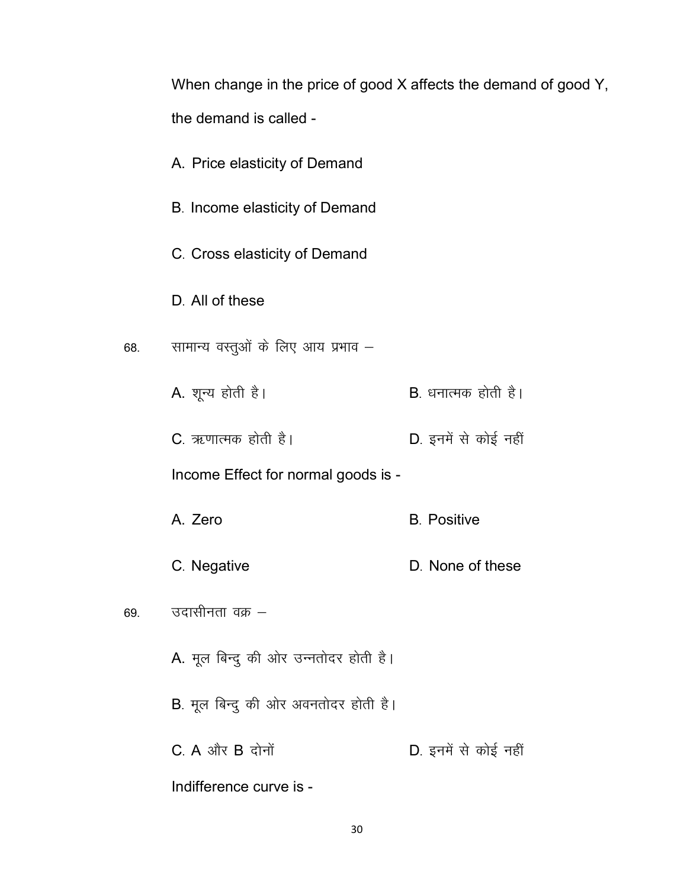When change in the price of good X affects the demand of good Y, the demand is called -

A. Price elasticity of Demand

B. Income elasticity of Demand

C. Cross elasticity of Demand

D. All of these

68. सामान्य वस्तुओं के लिए आय प्रभाव –

A. शून्य होती है।  B. धनात्मक होती है।

C. ऋणात्मक होती है।  D. इनमें से कोई नहीं

Income Effect for normal goods is -

A. Zero  B. Positive

C. Negative  D. None of these

69. उदासीनता वक्र –

A. मूल बिन्दु की ओर उन्नतोदर होती है।

B. मूल बिन्दु की ओर अवनतोदर होती है।

C. A और B दोनों  D. इनमें से कोई नहीं

Indifference curve is -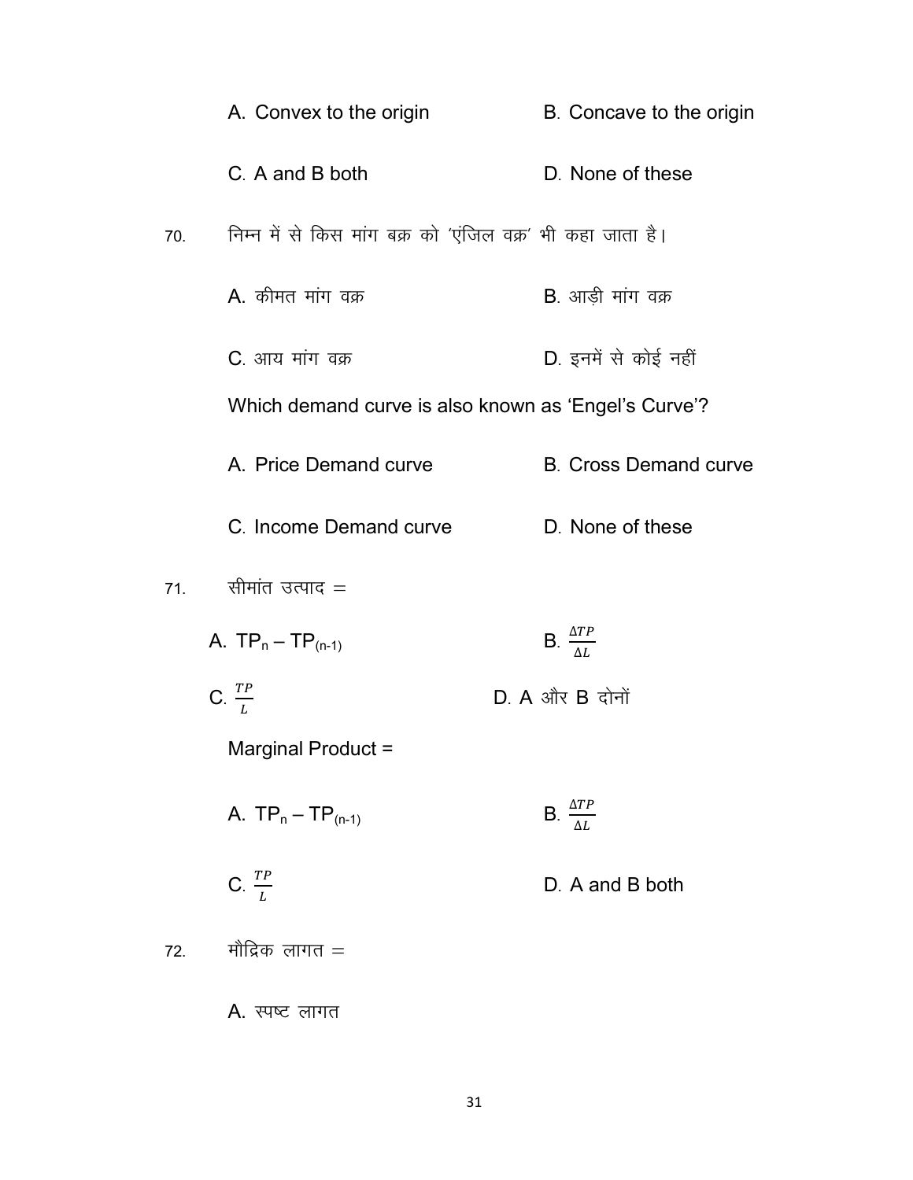A. Convex to the origin B. Concave to the origin

C. A and B both D. None of these

70. निम्न में से किस मांग बक्र को 'एंजिल वक्र' भी कहा जाता है।

A. कीमत मांग वक्र B. आड़ी मांग वक्र

C. आय मांग वक्र D. इनमें से कोई नहीं

Which demand curve is also known as 'Engel's Curve'?

A. Price Demand curve B. Cross Demand curve

C. Income Demand curve D. None of these

71. सीमांत उत्पाद =

A. $TP_n - TP_{(n-1)}$ B. $\frac{\Delta TP}{\Delta L}$

C. $\frac{TP}{L}$ D. A और B दोनों

Marginal Product =

A. $TP_n - TP_{(n-1)}$ B. $\frac{\Delta TP}{\Delta L}$

C. $\frac{TP}{L}$ D. A and B both

72. मौद्रिक लागत =

A. स्पष्ट लागत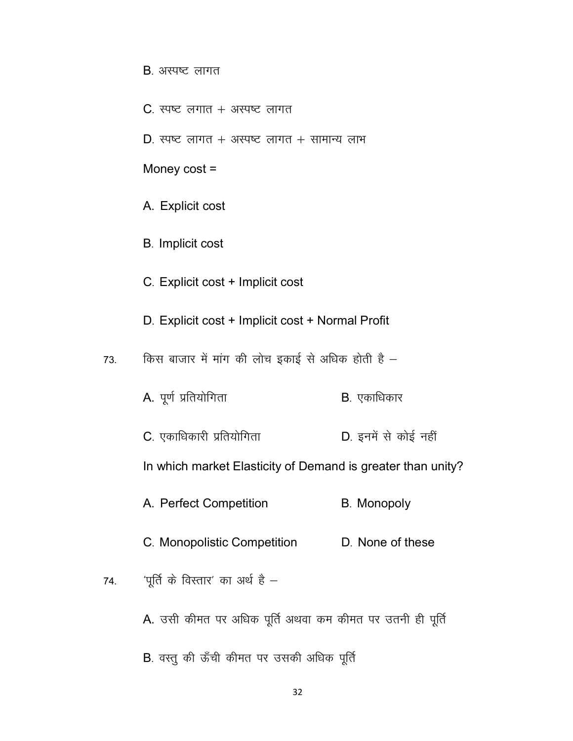B. अस्पष्ट लागत

C. स्पष्ट लगात + अस्पष्ट लागत

D. स्पष्ट लागत + अस्पष्ट लागत + सामान्य लाभ

Money cost =

A. Explicit cost

B. Implicit cost

C. Explicit cost + Implicit cost

D. Explicit cost + Implicit cost + Normal Profit

73. किस बाजार में मांग की लोच इकाई से अधिक होती है –

A. पूर्ण प्रतियोगिता

B. एकाधिकार

C. एकाधिकारी प्रतियोगिता

D. इनमें से कोई नहीं

In which market Elasticity of Demand is greater than unity?

A. Perfect Competition

B. Monopoly

C. Monopolistic Competition

D. None of these

74. 'पूर्ति के विस्तार' का अर्थ है –

A. उसी कीमत पर अधिक पूर्ति अथवा कम कीमत पर उतनी ही पूर्ति

B. वस्तु की ऊँची कीमत पर उसकी अधिक पूर्ति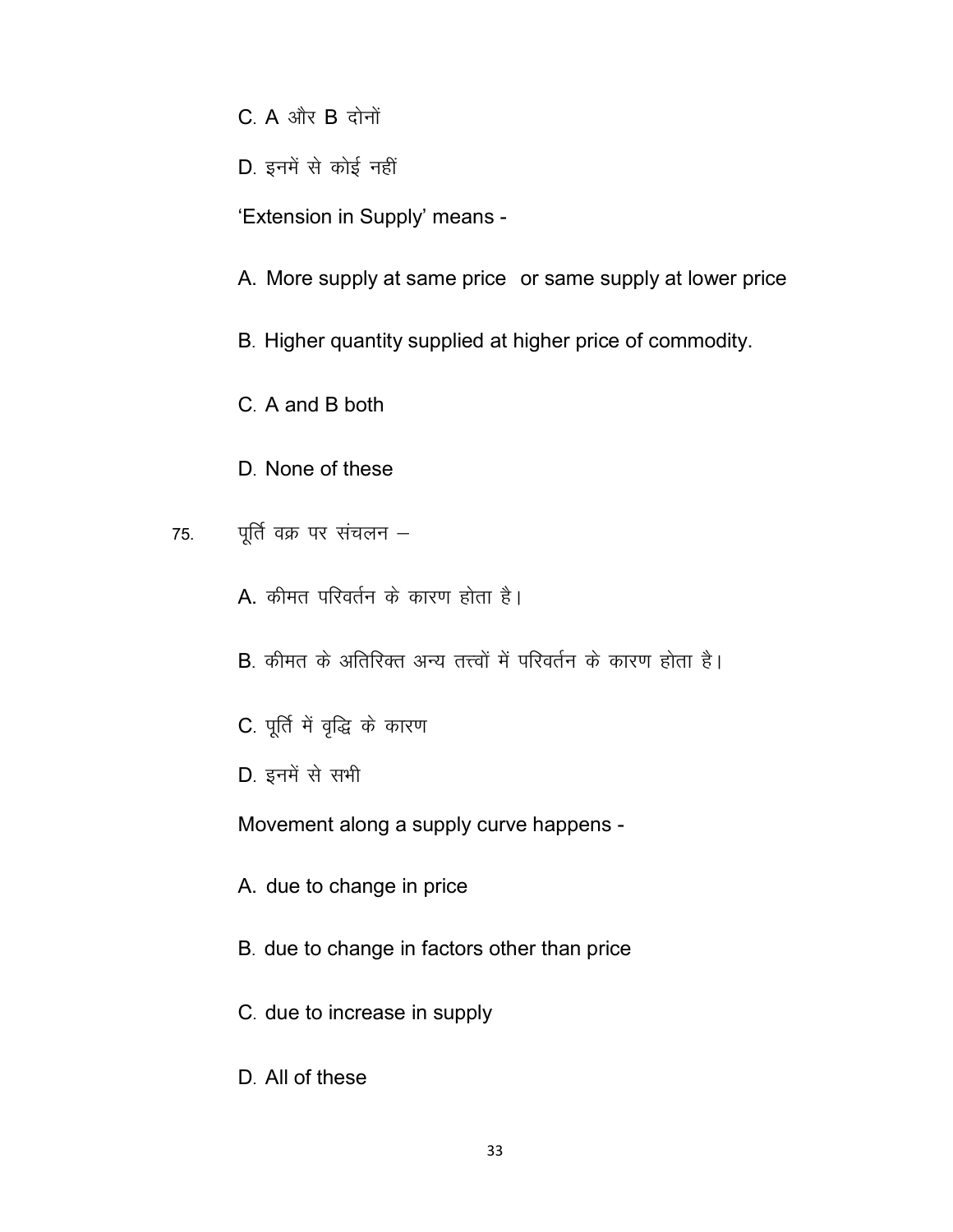C. A और B दोनों

D. इनमें से कोई नहीं

'Extension in Supply' means -

A. More supply at same price or same supply at lower price

B. Higher quantity supplied at higher price of commodity.

C. A and B both

D. None of these

75. पूर्ति वक्र पर संचलन –

A. कीमत परिवर्तन के कारण होता है।

B. कीमत के अतिरिक्त अन्य तत्त्वों में परिवर्तन के कारण होता है।

C. पूर्ति में वृद्धि के कारण

D. इनमें से सभी

Movement along a supply curve happens -

A. due to change in price

B. due to change in factors other than price

C. due to increase in supply

D. All of these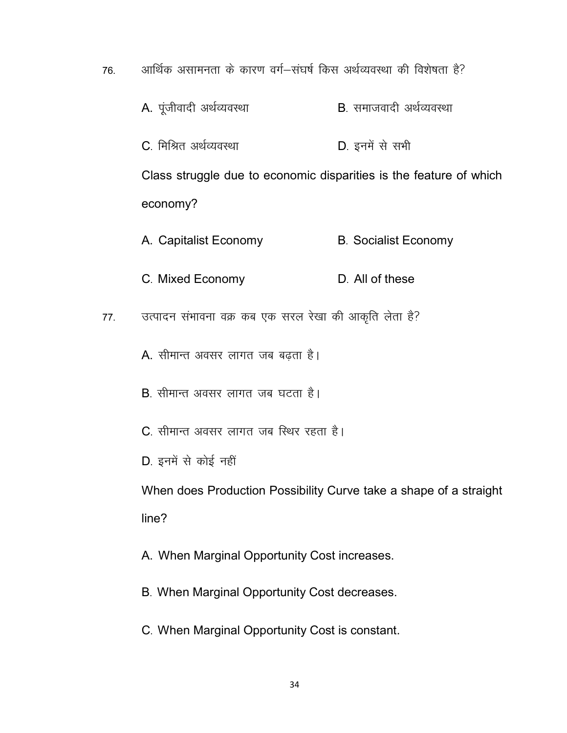76. आर्थिक असामनता के कारण वर्ग–संघर्ष किस अर्थव्यवस्था की विशेषता है?

A. पूंजीवादी अर्थव्यवस्था
B. समाजवादी अर्थव्यवस्था
C. मिश्रित अर्थव्यवस्था
D. इनमें से सभी

Class struggle due to economic disparities is the feature of which economy?

A. Capitalist Economy
B. Socialist Economy
C. Mixed Economy
D. All of these

77. उत्पादन संभावना वक्र कब एक सरल रेखा की आकृति लेता है?

A. सीमान्त अवसर लागत जब बढ़ता है।
B. सीमान्त अवसर लागत जब घटता है।
C. सीमान्त अवसर लागत जब स्थिर रहता है।
D. इनमें से कोई नहीं

When does Production Possibility Curve take a shape of a straight line?

A. When Marginal Opportunity Cost increases.
B. When Marginal Opportunity Cost decreases.
C. When Marginal Opportunity Cost is constant.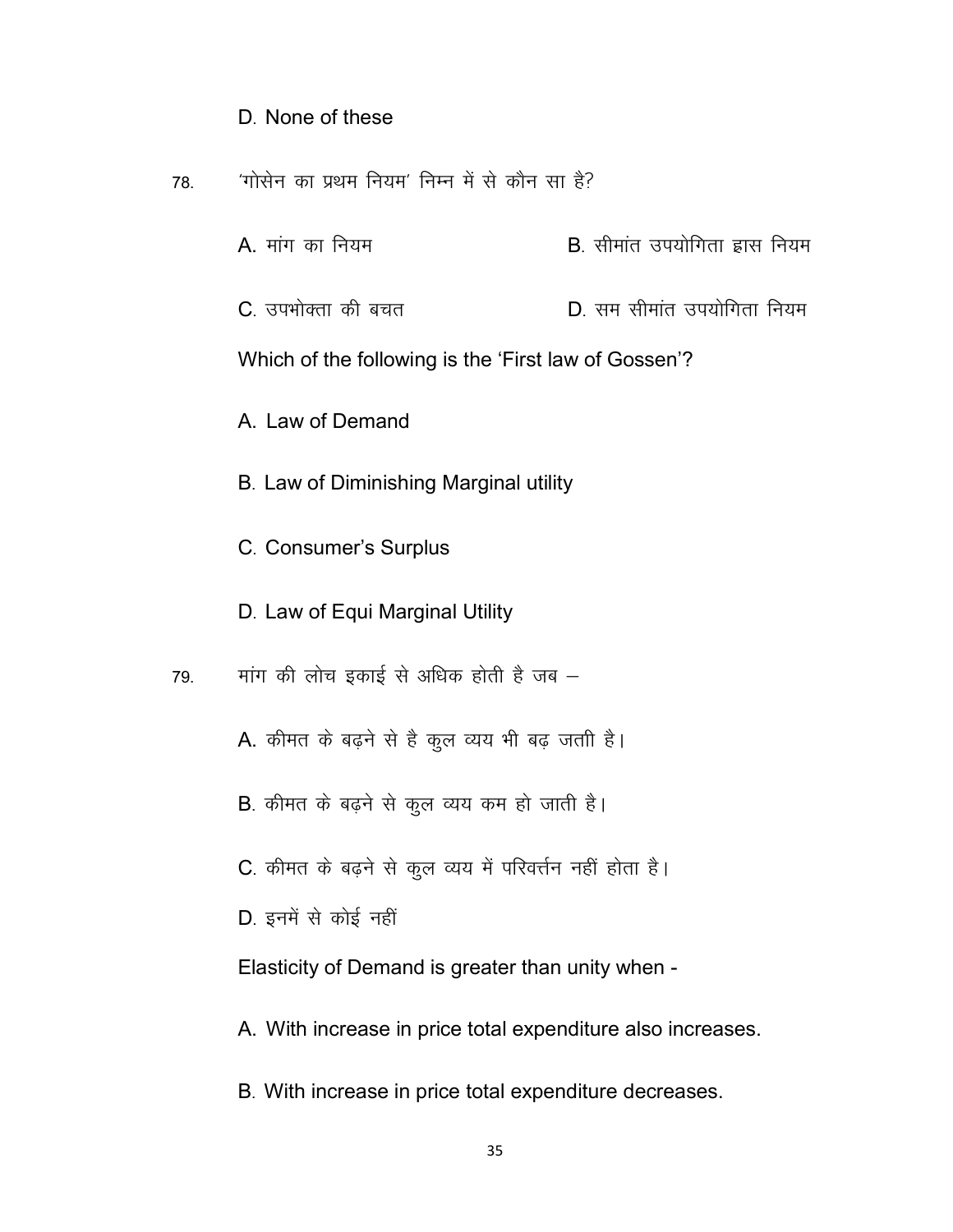D. None of these

78. 'गोसेन का प्रथम नियम' निम्न में से कौन सा है?

A. मांग का नियम

B. सीमांत उपयोगिता ह्रास नियम

C. उपभोक्ता की बचत

D. सम सीमांत उपयोगिता नियम

Which of the following is the 'First law of Gossen'?

A. Law of Demand

B. Law of Diminishing Marginal utility

C. Consumer's Surplus

D. Law of Equi Marginal Utility

79. मांग की लोच इकाई से अधिक होती है जब –

A. कीमत के बढ़ने से है कुल व्यय भी बढ़ जताी है।

B. कीमत के बढ़ने से कुल व्यय कम हो जाती है।

C. कीमत के बढ़ने से कुल व्यय में परिवर्त्तन नहीं होता है।

D. इनमें से कोई नहीं

Elasticity of Demand is greater than unity when -

A. With increase in price total expenditure also increases.

B. With increase in price total expenditure decreases.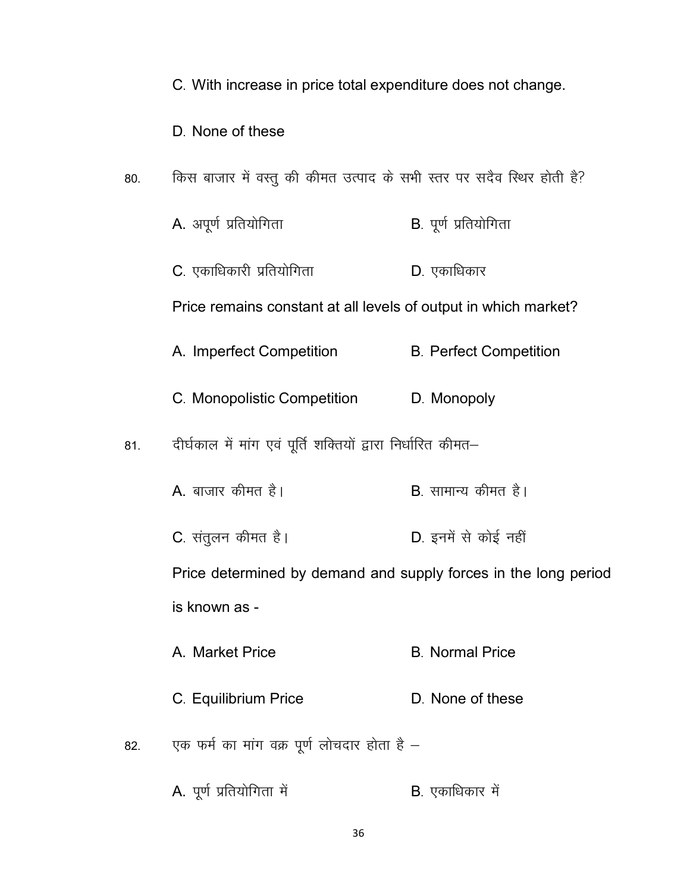C. With increase in price total expenditure does not change.

D. None of these

80. किस बाजार में वस्तु की कीमत उत्पाद के सभी स्तर पर सदैव स्थिर होती है?

A. अपूर्ण प्रतियोगिता B. पूर्ण प्रतियोगिता

C. एकाधिकारी प्रतियोगिता D. एकाधिकार

Price remains constant at all levels of output in which market?

A. Imperfect Competition B. Perfect Competition

C. Monopolistic Competition D. Monopoly

81. दीर्घकाल में मांग एवं पूर्ति शक्तियों द्वारा निर्धारित कीमत–

A. बाजार कीमत है। B. सामान्य कीमत है।

C. संतुलन कीमत है। D. इनमें से कोई नहीं

Price determined by demand and supply forces in the long period is known as -

A. Market Price B. Normal Price

C. Equilibrium Price D. None of these

82. एक फर्म का मांग वक्र पूर्ण लोचदार होता है –

A. पूर्ण प्रतियोगिता में B. एकाधिकार में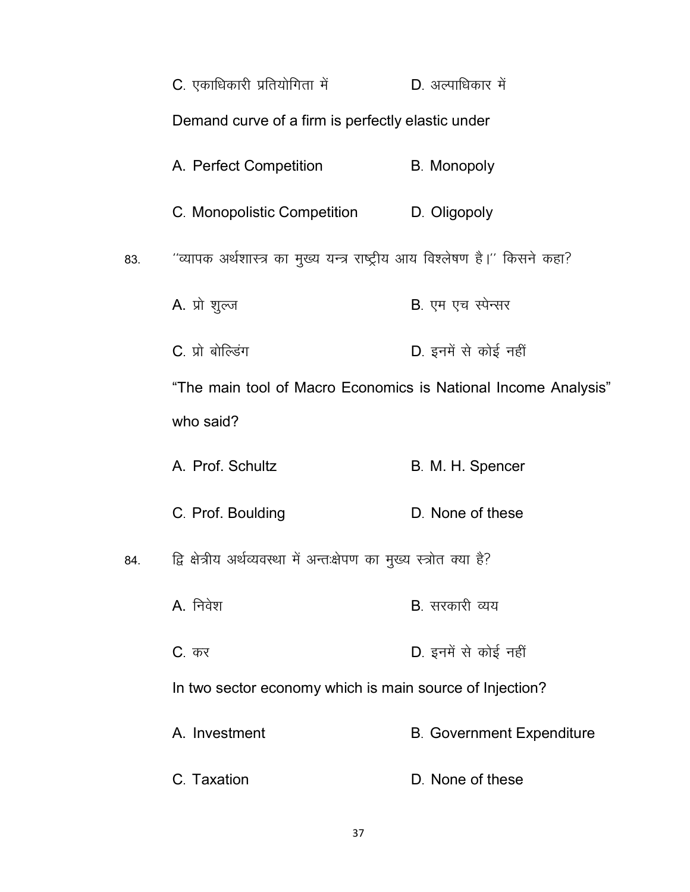C. एकाधिकारी प्रतियोगिता में D. अल्पाधिकार में

Demand curve of a firm is perfectly elastic under

A. Perfect Competition B. Monopoly

C. Monopolistic Competition D. Oligopoly

83. ''व्यापक अर्थशास्त्र का मुख्य यन्त्र राष्ट्रीय आय विश्लेषण है।'' किसने कहा?

A. प्रो शुल्ज B. एम एच स्पेन्सर

C. प्रो बोल्डिंग D. इनमें से कोई नहीं

"The main tool of Macro Economics is National Income Analysis" who said?

A. Prof. Schultz B. M. H. Spencer

C. Prof. Boulding D. None of these

84. द्वि क्षेत्रीय अर्थव्यवस्था में अन्तःक्षेपण का मुख्य स्त्रोत क्या है?

A. निवेश B. सरकारी व्यय

C. कर D. इनमें से कोई नहीं

In two sector economy which is main source of Injection?

A. Investment B. Government Expenditure

C. Taxation D. None of these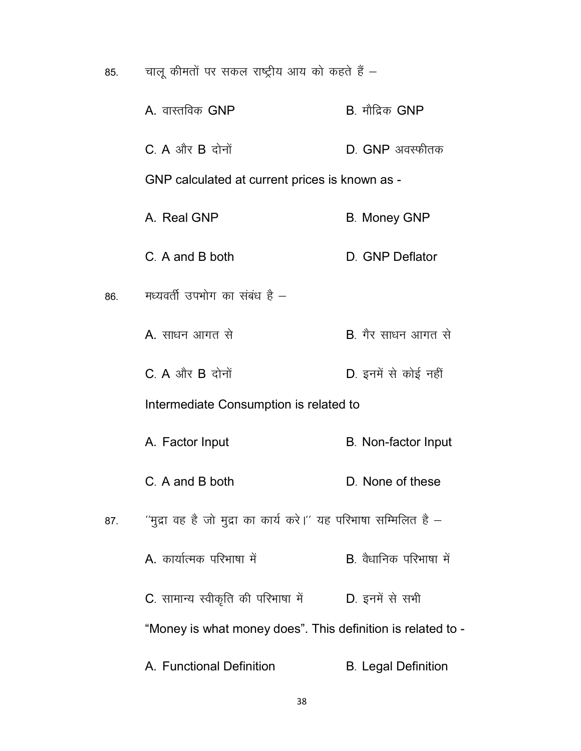85. चालू कीमतों पर सकल राष्ट्रीय आय को कहते हैं –

A. वास्तविक GNP  B. मौद्रिक GNP

C. A और B दोनों  D. GNP अवस्फीतक

GNP calculated at current prices is known as -

A. Real GNP  B. Money GNP

C. A and B both  D. GNP Deflator

86. मध्यवर्ती उपभोग का संबंध है –

A. साधन आगत से  B. गैर साधन आगत से

C. A और B दोनों  D. इनमें से कोई नहीं

Intermediate Consumption is related to

A. Factor Input  B. Non-factor Input

C. A and B both  D. None of these

87. ''मुद्रा वह है जो मुद्रा का कार्य करे।'' यह परिभाषा सम्मिलित है –

A. कार्यात्मक परिभाषा में  B. वैधानिक परिभाषा में

C. सामान्य स्वीकृति की परिभाषा में  D. इनमें से सभी

"Money is what money does". This definition is related to -

A. Functional Definition  B. Legal Definition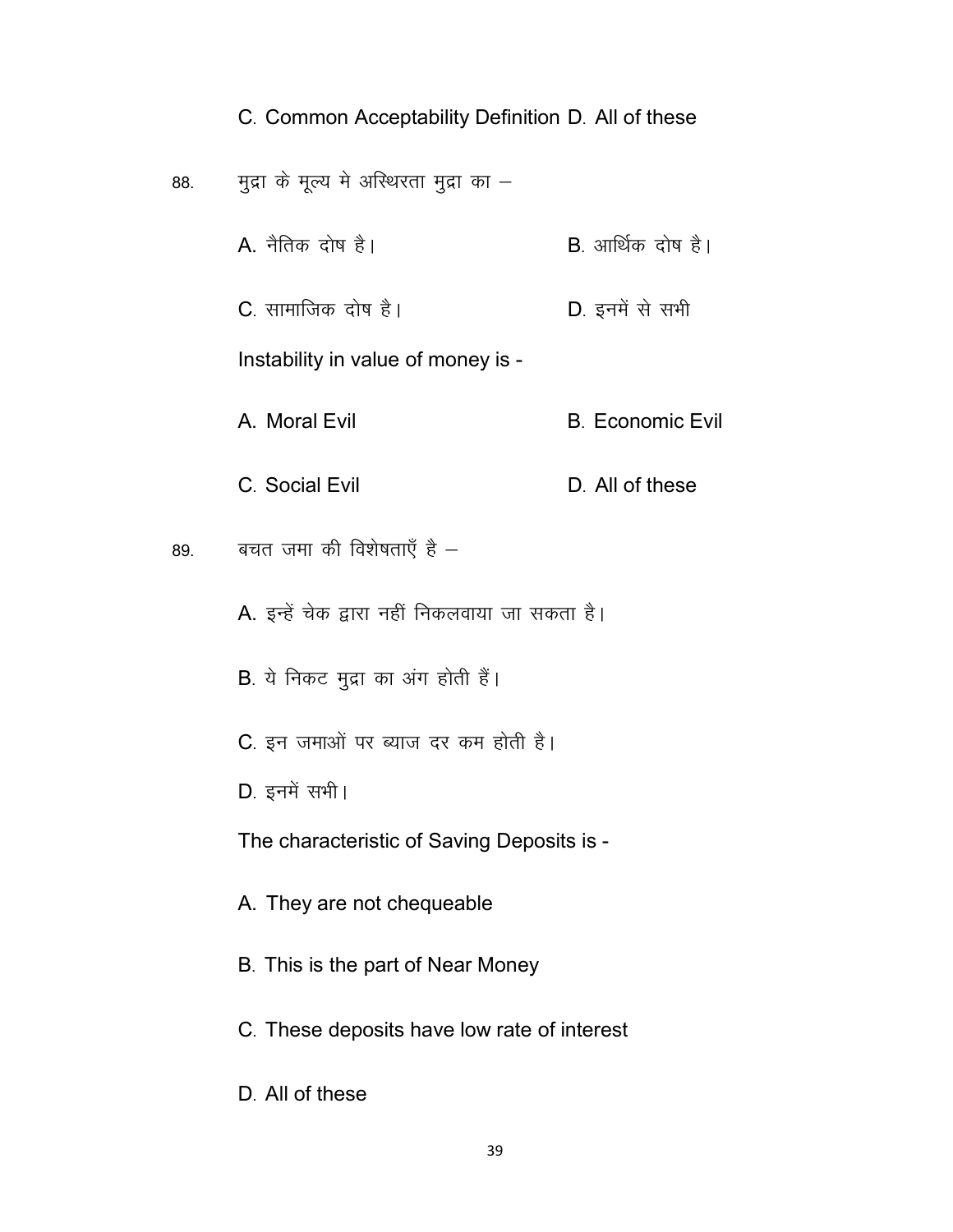C. Common Acceptability Definition D. All of these

88. मुद्रा के मूल्य मे अस्थिरता मुद्रा का –

A. नैतिक दोष है। B. आर्थिक दोष है।

C. सामाजिक दोष है। D. इनमें से सभी

Instability in value of money is -

A. Moral Evil B. Economic Evil

C. Social Evil D. All of these

89. बचत जमा की विशेषताएँ है –

A. इन्हें चेक द्वारा नहीं निकलवाया जा सकता है।

B. ये निकट मुद्रा का अंग होती हैं।

C. इन जमाओं पर ब्याज दर कम होती है।

D. इनमें सभी।

The characteristic of Saving Deposits is -

A. They are not chequeable

B. This is the part of Near Money

C. These deposits have low rate of interest

D. All of these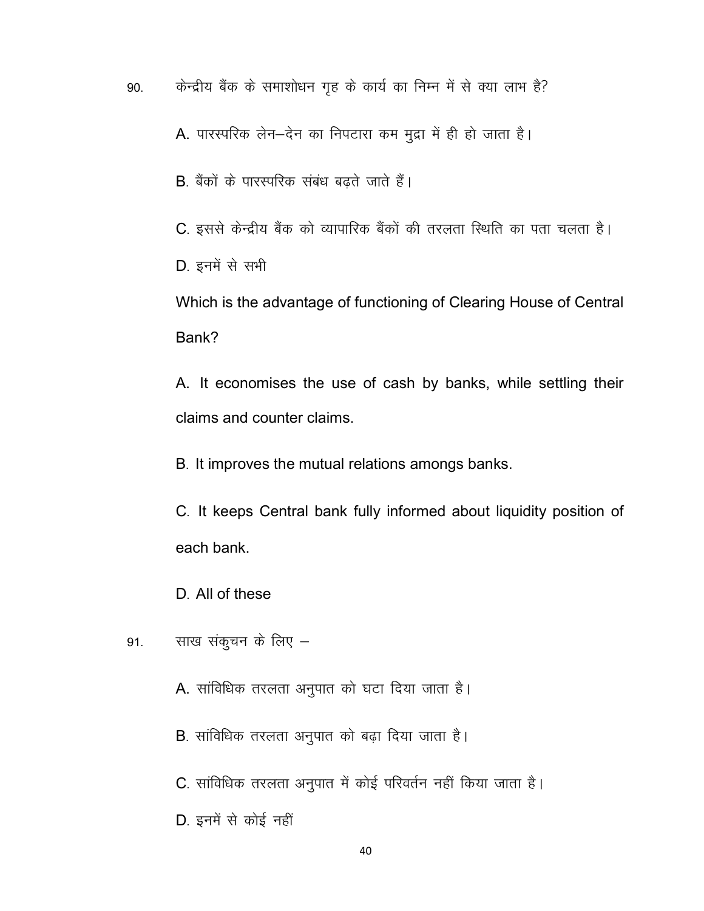90. केन्द्रीय बैंक के समाशोधन गृह के कार्य का निम्न में से क्या लाभ है?

A. पारस्परिक लेन–देन का निपटारा कम मुद्रा में ही हो जाता है।

B. बैंकों के पारस्परिक संबंध बढ़ते जाते हैं।

C. इससे केन्द्रीय बैंक को व्यापारिक बैंकों की तरलता स्थिति का पता चलता है।

D. इनमें से सभी

Which is the advantage of functioning of Clearing House of Central Bank?

A. It economises the use of cash by banks, while settling their claims and counter claims.

B. It improves the mutual relations amongs banks.

C. It keeps Central bank fully informed about liquidity position of each bank.

D. All of these

91. साख संकुचन के लिए –

A. सांविधिक तरलता अनुपात को घटा दिया जाता है।

B. सांविधिक तरलता अनुपात को बढ़ा दिया जाता है।

C. सांविधिक तरलता अनुपात में कोई परिवर्तन नहीं किया जाता है।

D. इनमें से कोई नहीं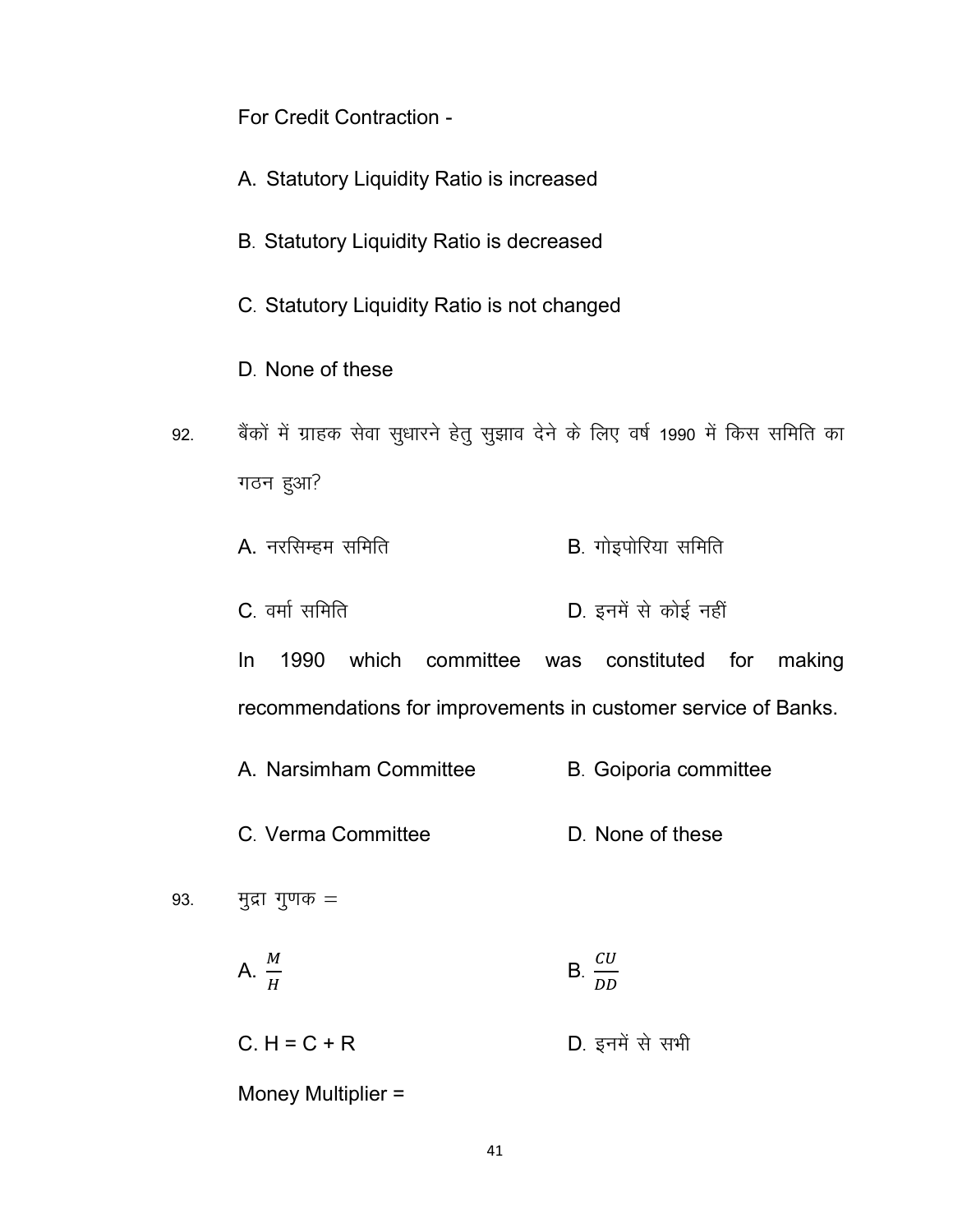For Credit Contraction -

A. Statutory Liquidity Ratio is increased

B. Statutory Liquidity Ratio is decreased

C. Statutory Liquidity Ratio is not changed

D. None of these

92. बैंकों में ग्राहक सेवा सुधारने हेतु सुझाव देने के लिए वर्ष 1990 में किस समिति का गठन हुआ?

A. नरसिम्हम समिति
B. गोइपोरिया समिति
C. वर्मा समिति
D. इनमें से कोई नहीं

In 1990 which committee was constituted for making recommendations for improvements in customer service of Banks.

A. Narsimham Committee
B. Goiporia committee
C. Verma Committee
D. None of these

93. मुद्रा गुणक =

A. $\frac{M}{H}$
B. $\frac{CU}{DD}$
C. $H = C + R$
D. इनमें से सभी

Money Multiplier =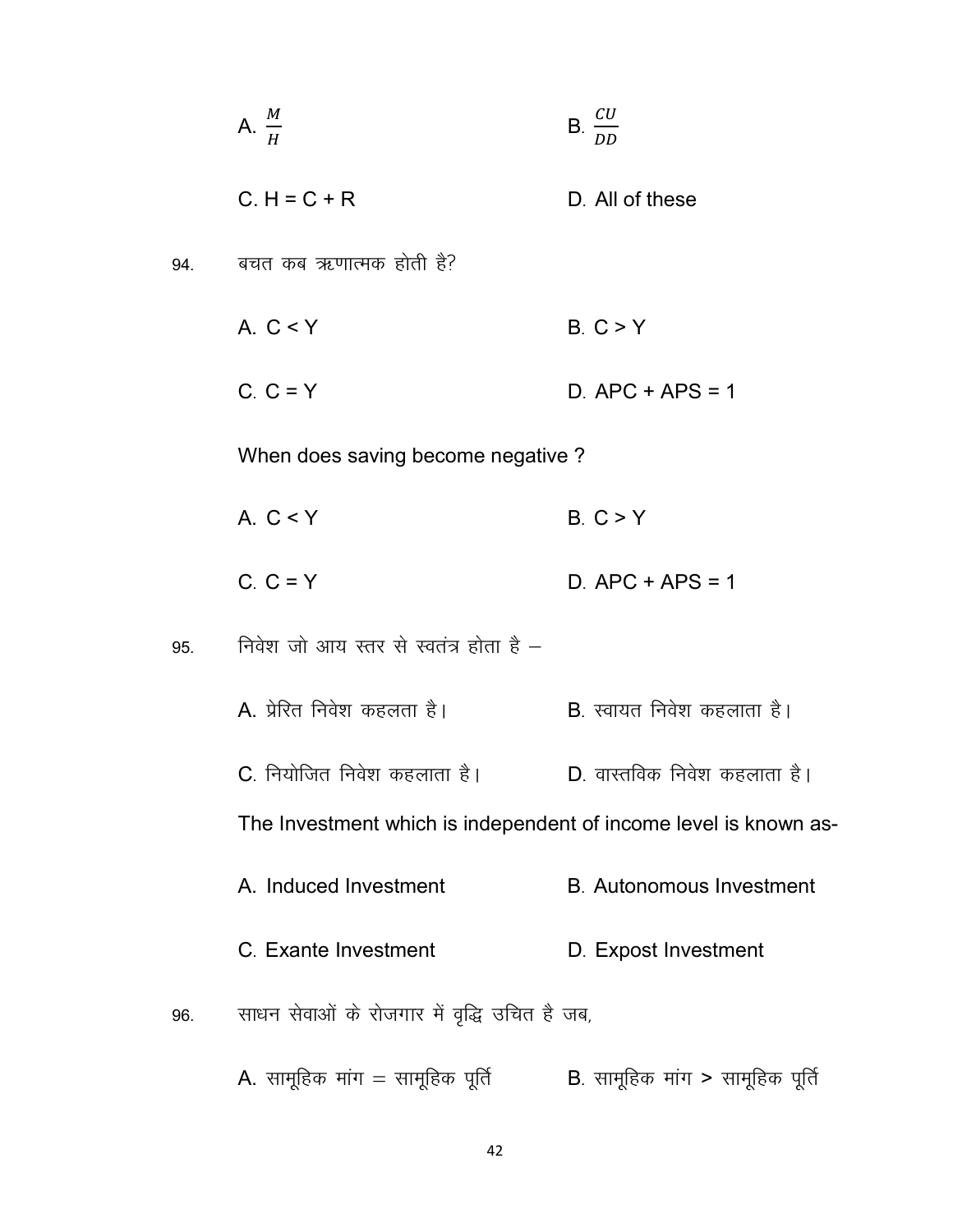A. $\frac{M}{H}$ B. $\frac{CU}{DD}$

C. H = C + R D. All of these

94. बचत कब ऋणात्मक होती है?

A. C < Y B. C > Y

C. C = Y D. APC + APS = 1

When does saving become negative ?

A. C < Y B. C > Y

C. C = Y D. APC + APS = 1

95. निवेश जो आय स्तर से स्वतंत्र होता है –

A. प्रेरित निवेश कहलता है। B. स्वायत निवेश कहलाता है।

C. नियोजित निवेश कहलाता है। D. वास्तविक निवेश कहलाता है।

The Investment which is independent of income level is known as-

A. Induced Investment B. Autonomous Investment

C. Exante Investment D. Expost Investment

96. साधन सेवाओं के रोजगार में वृद्धि उचित है जब,

A. सामूहिक मांग = सामूहिक पूर्ति B. सामूहिक मांग > सामूहिक पूर्ति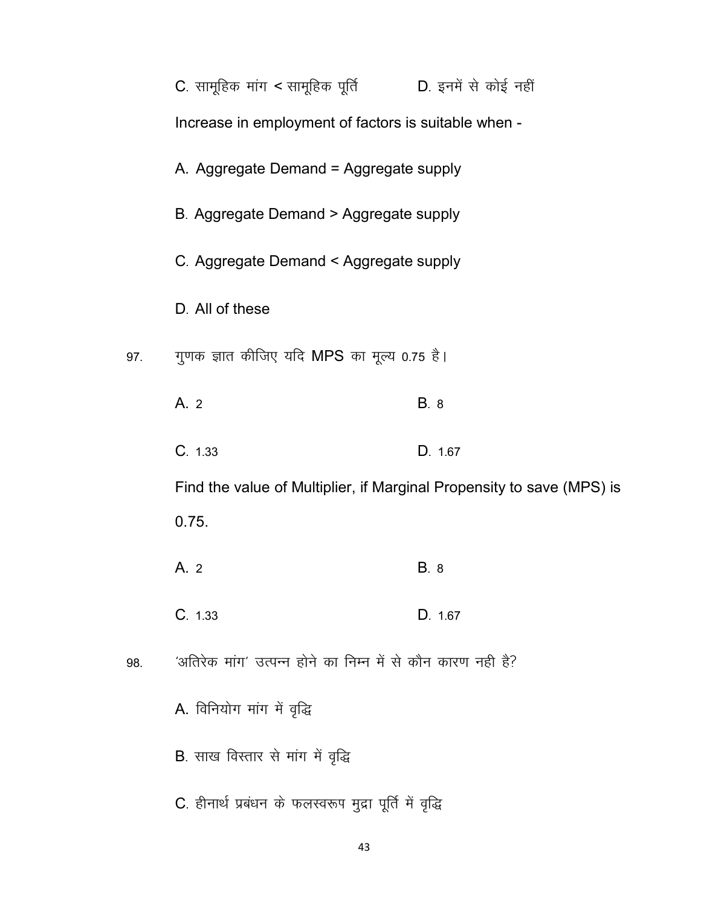C. सामूहिक मांग < सामूहिक पूर्ति　　　D. इनमें से कोई नहीं

Increase in employment of factors is suitable when -

A. Aggregate Demand = Aggregate supply

B. Aggregate Demand > Aggregate supply

C. Aggregate Demand < Aggregate supply

D. All of these

97. गुणक ज्ञात कीजिए यदि MPS का मूल्य 0.75 है।

A. 2　　　B. 8

C. 1.33　　　D. 1.67

Find the value of Multiplier, if Marginal Propensity to save (MPS) is 0.75.

A. 2　　　B. 8

C. 1.33　　　D. 1.67

98. 'अतिरेक मांग' उत्पन्न होने का निम्न में से कौन कारण नही है?

A. विनियोग मांग में वृद्धि

B. साख विस्तार से मांग में वृद्धि

C. हीनार्थ प्रबंधन के फलस्वरूप मुद्रा पूर्ति में वृद्धि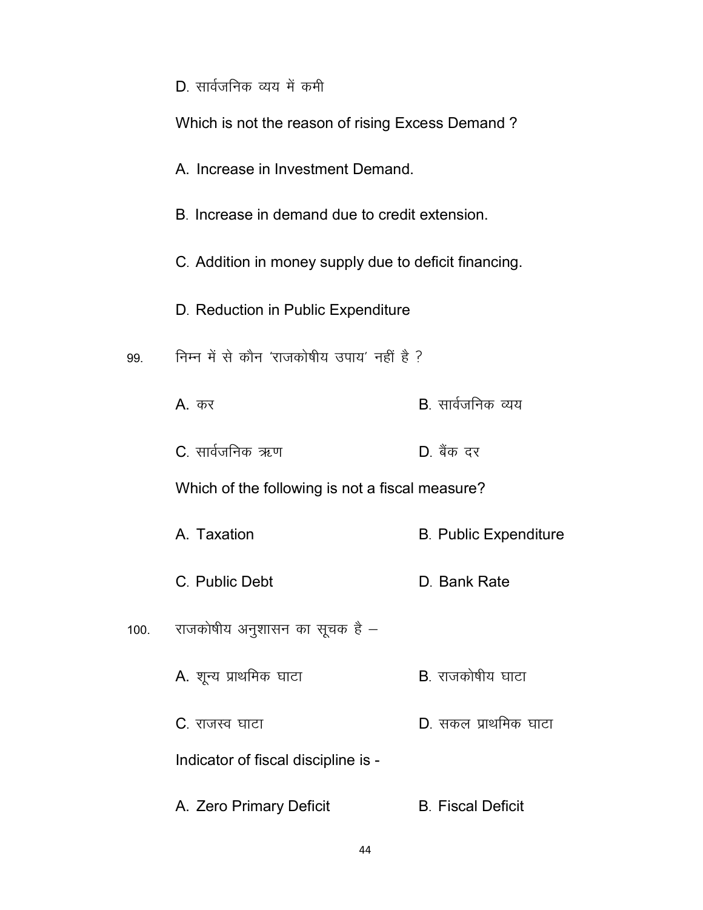D. सार्वजनिक व्यय में कमी

Which is not the reason of rising Excess Demand ?

A. Increase in Investment Demand.

B. Increase in demand due to credit extension.

C. Addition in money supply due to deficit financing.

D. Reduction in Public Expenditure

99. निम्न में से कौन 'राजकोषीय उपाय' नहीं है ?

A. कर

B. सार्वजनिक व्यय

C. सार्वजनिक ऋण

D. बैंक दर

Which of the following is not a fiscal measure?

A. Taxation

B. Public Expenditure

C. Public Debt

D. Bank Rate

100. राजकोषीय अनुशासन का सूचक है –

A. शून्य प्राथमिक घाटा

B. राजकोषीय घाटा

C. राजस्व घाटा

D. सकल प्राथमिक घाटा

Indicator of fiscal discipline is -

A. Zero Primary Deficit

B. Fiscal Deficit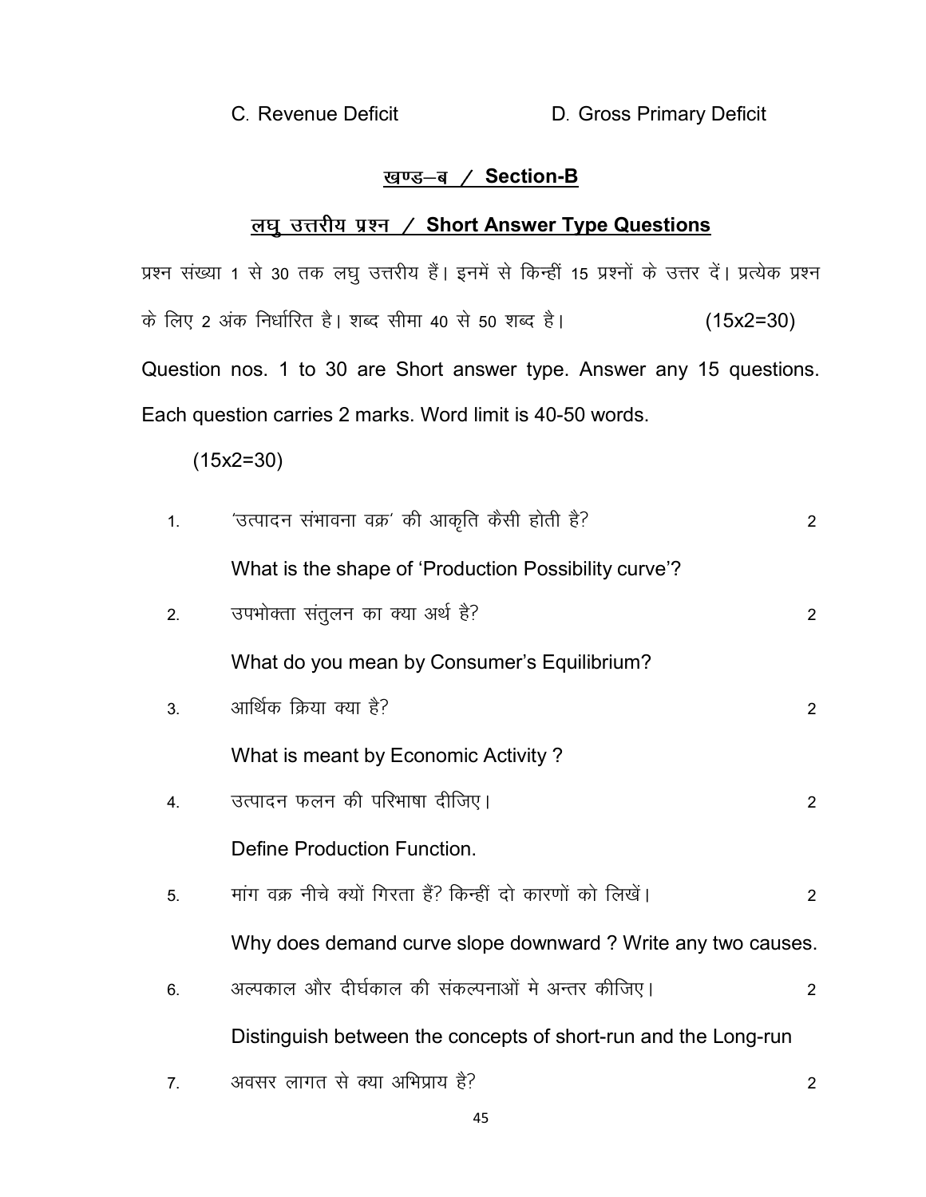C. Revenue Deficit D. Gross Primary Deficit

## खण्ड–ब / Section-B

### लघु उत्तरीय प्रश्न / Short Answer Type Questions

प्रश्न संख्या 1 से 30 तक लघु उत्तरीय हैं। इनमें से किन्हीं 15 प्रश्नों के उत्तर दें। प्रत्येक प्रश्न के लिए 2 अंक निर्धारित है। शब्द सीमा 40 से 50 शब्द है। (15x2=30)

Question nos. 1 to 30 are Short answer type. Answer any 15 questions. Each question carries 2 marks. Word limit is 40-50 words.

(15x2=30)

1. 'उत्पादन संभावना वक्र' की आकृति कैसी होती है? 2

   What is the shape of 'Production Possibility curve'?

2. उपभोक्ता संतुलन का क्या अर्थ है? 2

   What do you mean by Consumer's Equilibrium?

3. आर्थिक क्रिया क्या है? 2

   What is meant by Economic Activity ?

4. उत्पादन फलन की परिभाषा दीजिए। 2

   Define Production Function.

5. मांग वक्र नीचे क्यों गिरता हैं? किन्हीं दो कारणों को लिखें। 2

   Why does demand curve slope downward ? Write any two causes.

6. अल्पकाल और दीर्घकाल की संकल्पनाओं मे अन्तर कीजिए। 2

   Distinguish between the concepts of short-run and the Long-run

7. अवसर लागत से क्या अभिप्राय है? 2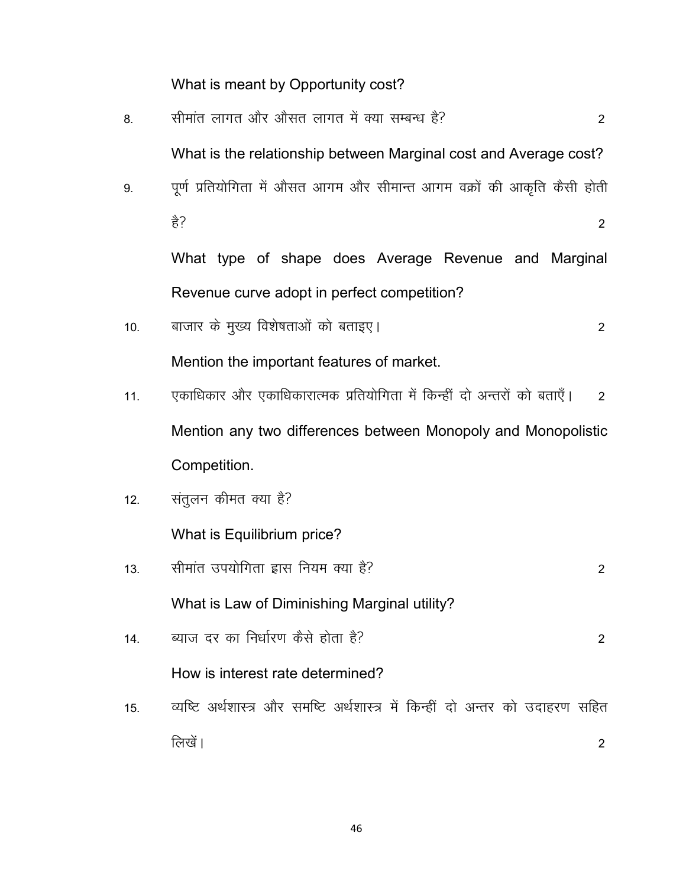What is meant by Opportunity cost?

8. सीमांत लागत और औसत लागत में क्या सम्बन्ध है? 2

What is the relationship between Marginal cost and Average cost?

9. पूर्ण प्रतियोगिता में औसत आगम और सीमान्त आगम वक्रों की आकृति कैसी होती है? 2

What type of shape does Average Revenue and Marginal Revenue curve adopt in perfect competition?

10. बाजार के मुख्य विशेषताओं को बताइए। 2

Mention the important features of market.

11. एकाधिकार और एकाधिकारात्मक प्रतियोगिता में किन्हीं दो अन्तरों को बताएँ। 2

Mention any two differences between Monopoly and Monopolistic Competition.

12. संतुलन कीमत क्या है?

What is Equilibrium price?

13. सीमांत उपयोगिता ह्रास नियम क्या है? 2

What is Law of Diminishing Marginal utility?

14. ब्याज दर का निर्धारण कैसे होता है? 2

How is interest rate determined?

15. व्यष्टि अर्थशास्त्र और समष्टि अर्थशास्त्र में किन्हीं दो अन्तर को उदाहरण सहित लिखें। 2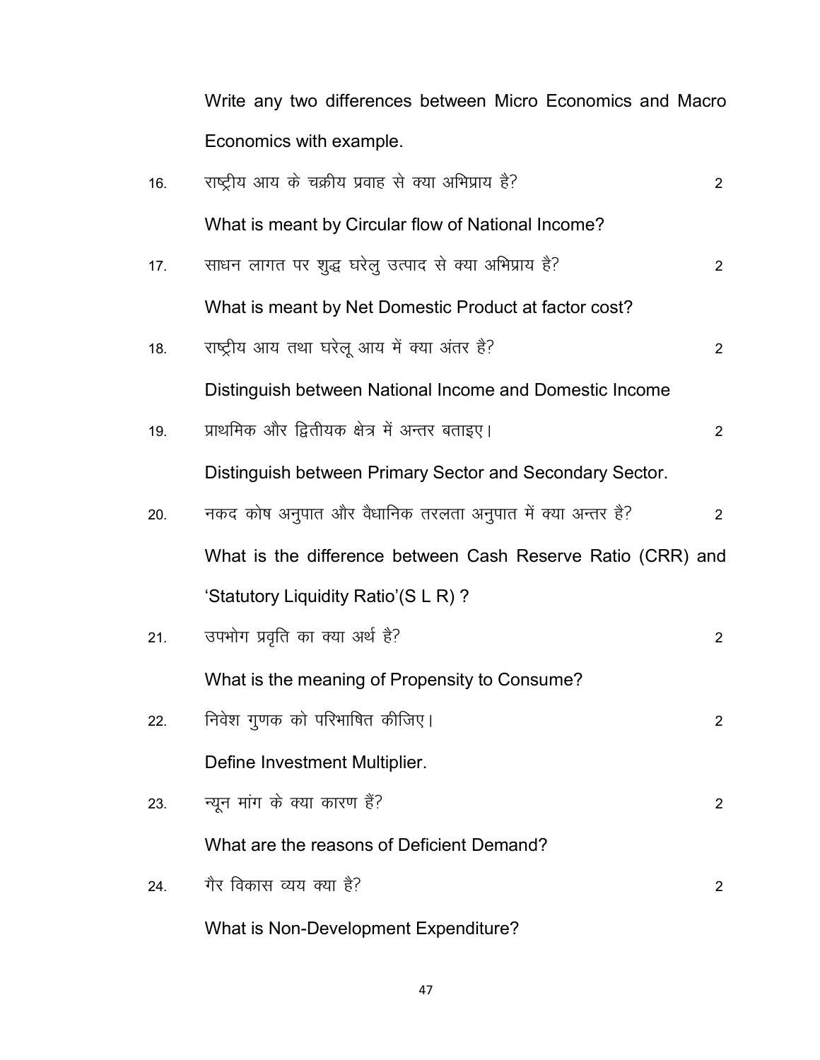Write any two differences between Micro Economics and Macro Economics with example.

16. राष्ट्रीय आय के चक्रीय प्रवाह से क्या अभिप्राय है? 2

What is meant by Circular flow of National Income?

17. साधन लागत पर शुद्ध घरेलु उत्पाद से क्या अभिप्राय है? 2

What is meant by Net Domestic Product at factor cost?

18. राष्ट्रीय आय तथा घरेलू आय में क्या अंतर है? 2

Distinguish between National Income and Domestic Income

19. प्राथमिक और द्वितीयक क्षेत्र में अन्तर बताइए। 2

Distinguish between Primary Sector and Secondary Sector.

20. नकद कोष अनुपात और वैधानिक तरलता अनुपात में क्या अन्तर है? 2

What is the difference between Cash Reserve Ratio (CRR) and 'Statutory Liquidity Ratio'(S L R) ?

21. उपभोग प्रवृति का क्या अर्थ है? 2

What is the meaning of Propensity to Consume?

22. निवेश गुणक को परिभाषित कीजिए। 2

Define Investment Multiplier.

23. न्यून मांग के क्या कारण हैं? 2

What are the reasons of Deficient Demand?

24. गैर विकास व्यय क्या है? 2

What is Non-Development Expenditure?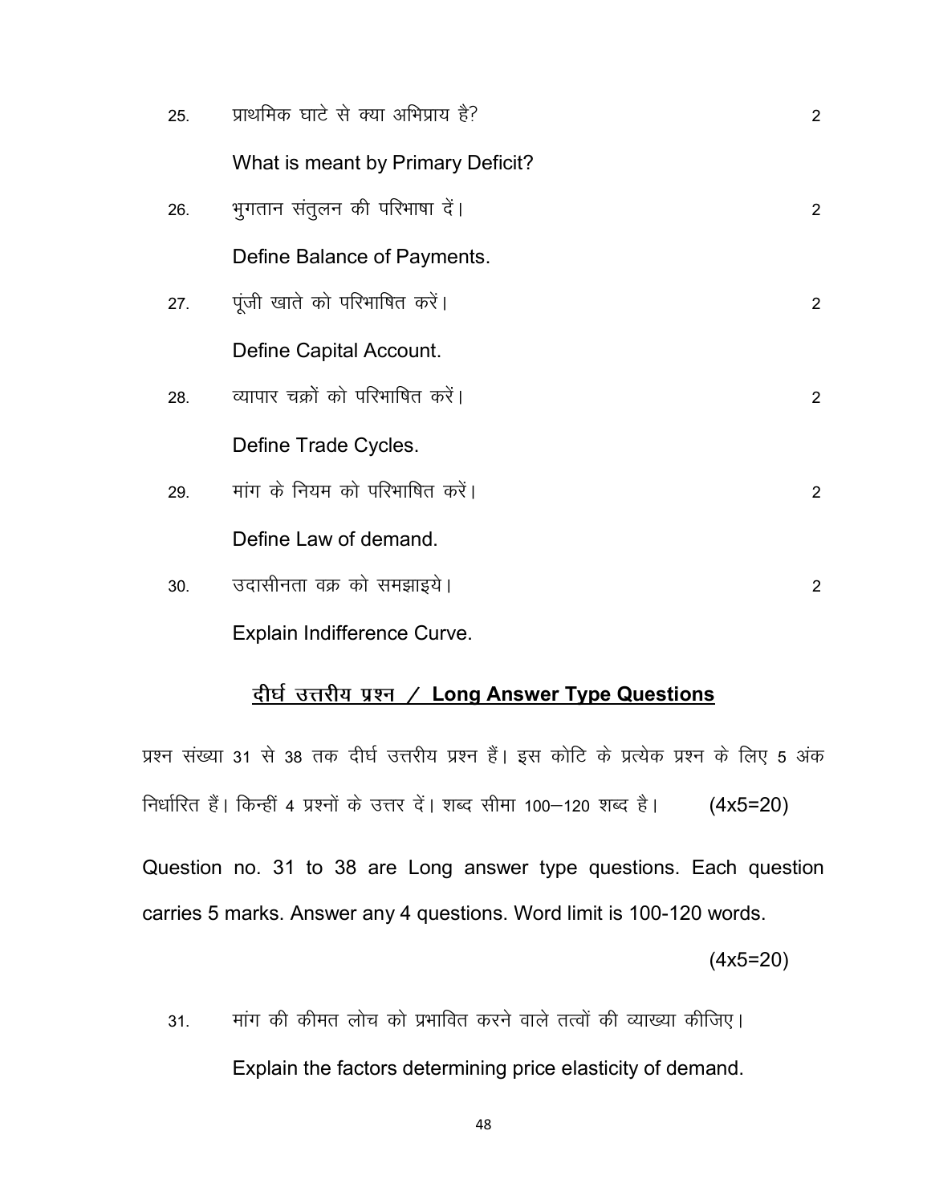25. प्राथमिक घाटे से क्या अभिप्राय है? 2

    What is meant by Primary Deficit?

26. भुगतान संतुलन की परिभाषा दें। 2

    Define Balance of Payments.

27. पूंजी खाते को परिभाषित करें। 2

    Define Capital Account.

28. व्यापार चक्रों को परिभाषित करें। 2

    Define Trade Cycles.

29. मांग के नियम को परिभाषित करें। 2

    Define Law of demand.

30. उदासीनता वक्र को समझाइये। 2

    Explain Indifference Curve.

## <u>दीर्घ उत्तरीय प्रश्न / Long Answer Type Questions</u>

प्रश्न संख्या 31 से 38 तक दीर्घ उत्तरीय प्रश्न हैं। इस कोटि के प्रत्येक प्रश्न के लिए 5 अंक निर्धारित हैं। किन्हीं 4 प्रश्नों के उत्तर दें। शब्द सीमा 100–120 शब्द है। (4x5=20)

Question no. 31 to 38 are Long answer type questions. Each question carries 5 marks. Answer any 4 questions. Word limit is 100-120 words.

(4x5=20)

31. मांग की कीमत लोच को प्रभावित करने वाले तत्वों की व्याख्या कीजिए।

    Explain the factors determining price elasticity of demand.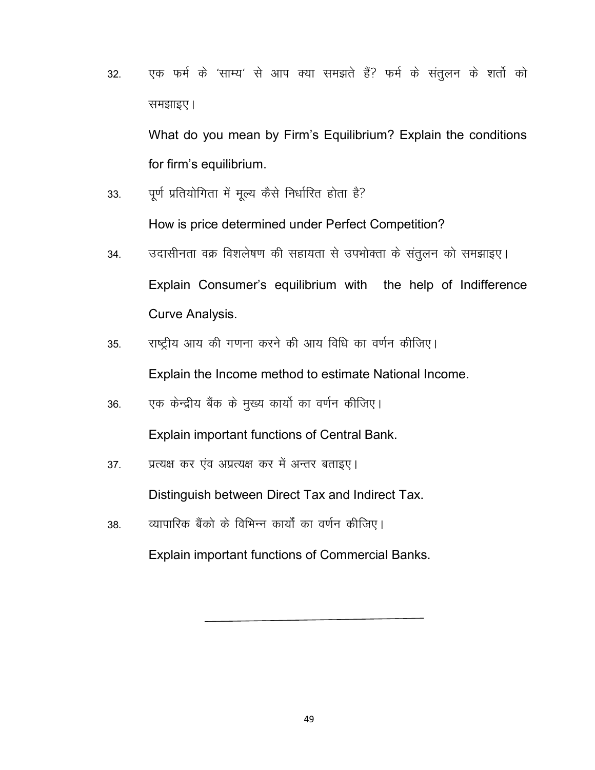32. एक फर्म के 'साम्य' से आप क्या समझते हैं? फर्म के संतुलन के शर्तो को समझाइए।

    What do you mean by Firm's Equilibrium? Explain the conditions for firm's equilibrium.

33. पूर्ण प्रतियोगिता में मूल्य कैसे निर्धारित होता है?

    How is price determined under Perfect Competition?

34. उदासीनता वक्र विशलेषण की सहायता से उपभोक्ता के संतुलन को समझाइए।

    Explain Consumer's equilibrium with the help of Indifference Curve Analysis.

35. राष्ट्रीय आय की गणना करने की आय विधि का वर्णन कीजिए।

    Explain the Income method to estimate National Income.

36. एक केन्द्रीय बैंक के मुख्य कार्यो का वर्णन कीजिए।

    Explain important functions of Central Bank.

37. प्रत्यक्ष कर एंव अप्रत्यक्ष कर में अन्तर बताइए।

    Distinguish between Direct Tax and Indirect Tax.

38. व्यापारिक बैंको के विभिन्न कार्यों का वर्णन कीजिए।

    Explain important functions of Commercial Banks.

---